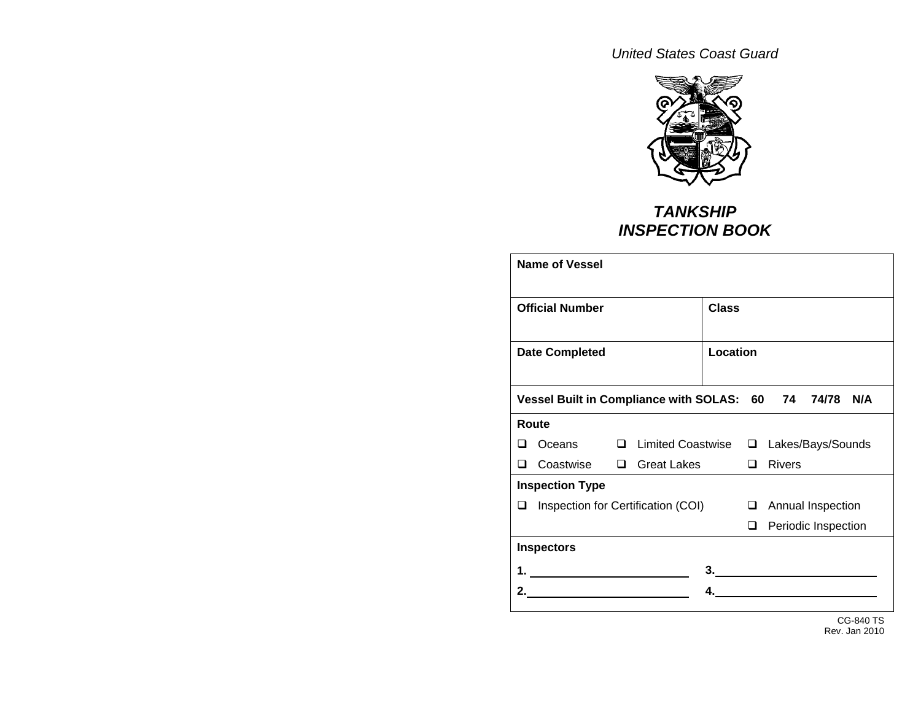*United States Coast Guard*

# *TANKSHIP INSPECTION BOOK*

| **Name of Vessel** | |
|---|---|
| **Official Number** | **Class** |
| **Date Completed** | **Location** |
| **Vessel Built in Compliance with SOLAS: 60 74 74/78 N/A** | |

**Route**

- ❑ Oceans
- ❑ Limited Coastwise
- ❑ Lakes/Bays/Sounds
- ❑ Coastwise
- ❑ Great Lakes
- ❑ Rivers

**Inspection Type**

- ❑ Inspection for Certification (COI)
- ❑ Annual Inspection
- ❑ Periodic Inspection

**Inspectors**

**1.** ________________________ **3.** ________________________

**2.** ________________________ **4.** ________________________

CG-840 TS
Rev. Jan 2010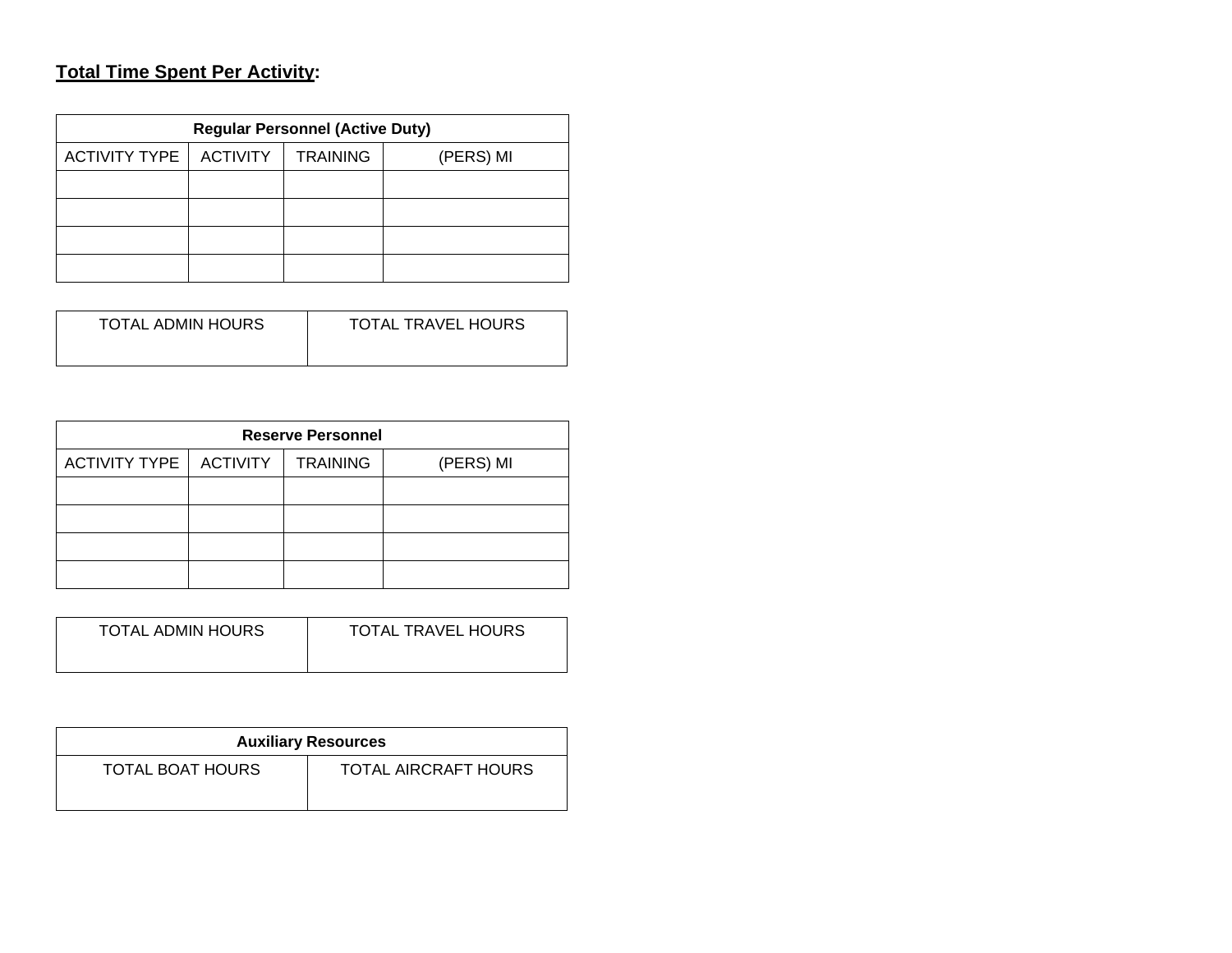**<u>Total Time Spent Per Activity</u>:**

| **Regular Personnel (Active Duty)** | | | |
|---|---|---|---|
| ACTIVITY TYPE | ACTIVITY | TRAINING | (PERS) MI |
| | | | |
| | | | |
| | | | |
| | | | |

| TOTAL ADMIN HOURS | TOTAL TRAVEL HOURS |
|---|---|
| | |

| **Reserve Personnel** | | | |
|---|---|---|---|
| ACTIVITY TYPE | ACTIVITY | TRAINING | (PERS) MI |
| | | | |
| | | | |
| | | | |
| | | | |

| TOTAL ADMIN HOURS | TOTAL TRAVEL HOURS |
|---|---|
| | |

| **Auxiliary Resources** | |
|---|---|
| TOTAL BOAT HOURS | TOTAL AIRCRAFT HOURS |
| | |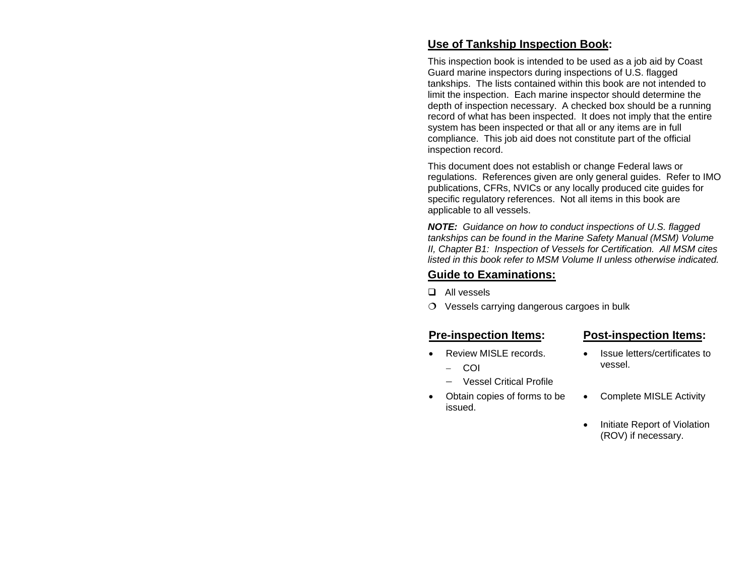## Use of Tankship Inspection Book:

This inspection book is intended to be used as a job aid by Coast Guard marine inspectors during inspections of U.S. flagged tankships. The lists contained within this book are not intended to limit the inspection. Each marine inspector should determine the depth of inspection necessary. A checked box should be a running record of what has been inspected. It does not imply that the entire system has been inspected or that all or any items are in full compliance. This job aid does not constitute part of the official inspection record.

This document does not establish or change Federal laws or regulations. References given are only general guides. Refer to IMO publications, CFRs, NVICs or any locally produced cite guides for specific regulatory references. Not all items in this book are applicable to all vessels.

***NOTE:*** *Guidance on how to conduct inspections of U.S. flagged tankships can be found in the Marine Safety Manual (MSM) Volume II, Chapter B1: Inspection of Vessels for Certification. All MSM cites listed in this book refer to MSM Volume II unless otherwise indicated.*

## Guide to Examinations:

- ❑ All vessels
- ❍ Vessels carrying dangerous cargoes in bulk

## Pre-inspection Items:

- Review MISLE records.
  - COI
  - Vessel Critical Profile
- Obtain copies of forms to be issued.

## Post-inspection Items:

- Issue letters/certificates to vessel.
- Complete MISLE Activity
- Initiate Report of Violation (ROV) if necessary.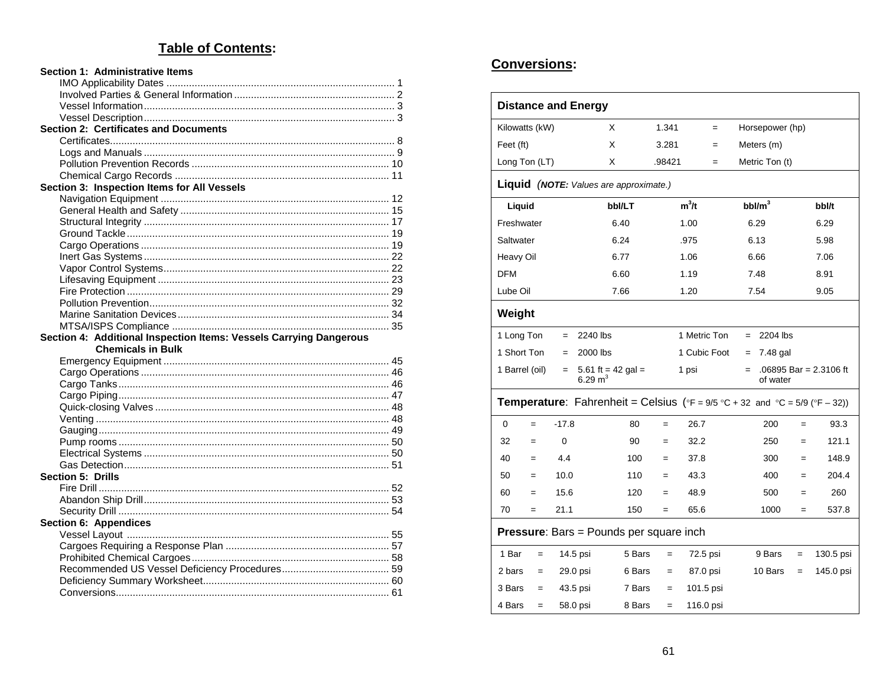## Table of Contents:

**Section 1: Administrative Items**
- IMO Applicability Dates ........ 1
- Involved Parties & General Information ........ 2
- Vessel Information ........ 3
- Vessel Description ........ 3

**Section 2: Certificates and Documents**
- Certificates ........ 8
- Logs and Manuals ........ 9
- Pollution Prevention Records ........ 10
- Chemical Cargo Records ........ 11

**Section 3: Inspection Items for All Vessels**
- Navigation Equipment ........ 12
- General Health and Safety ........ 15
- Structural Integrity ........ 17
- Ground Tackle ........ 19
- Cargo Operations ........ 19
- Inert Gas Systems ........ 22
- Vapor Control Systems ........ 22
- Lifesaving Equipment ........ 23
- Fire Protection ........ 29
- Pollution Prevention ........ 32
- Marine Sanitation Devices ........ 34
- MTSA/ISPS Compliance ........ 35

**Section 4: Additional Inspection Items: Vessels Carrying Dangerous Chemicals in Bulk**
- Emergency Equipment ........ 45
- Cargo Operations ........ 46
- Cargo Tanks ........ 46
- Cargo Piping ........ 47
- Quick-closing Valves ........ 48
- Venting ........ 48
- Gauging ........ 49
- Pump rooms ........ 50
- Electrical Systems ........ 50
- Gas Detection ........ 51

**Section 5: Drills**
- Fire Drill ........ 52
- Abandon Ship Drill ........ 53
- Security Drill ........ 54

**Section 6: Appendices**
- Vessel Layout ........ 55
- Cargoes Requiring a Response Plan ........ 57
- Prohibited Chemical Cargoes ........ 58
- Recommended US Vessel Deficiency Procedures ........ 59
- Deficiency Summary Worksheet ........ 60
- Conversions ........ 61

## Conversions:

**Distance and Energy**

| | | | | |
|---|---|---|---|---|
| Kilowatts (kW) | X | 1.341 | = | Horsepower (hp) |
| Feet (ft) | X | 3.281 | = | Meters (m) |
| Long Ton (LT) | X | .98421 | = | Metric Ton (t) |

**Liquid** *(**NOTE:** Values are approximate.)*

| Liquid | bbl/LT | $m^3/t$ | $bbl/m^3$ | bbl/t |
|---|---|---|---|---|
| Freshwater | 6.40 | 1.00 | 6.29 | 6.29 |
| Saltwater | 6.24 | .975 | 6.13 | 5.98 |
| Heavy Oil | 6.77 | 1.06 | 6.66 | 7.06 |
| DFM | 6.60 | 1.19 | 7.48 | 8.91 |
| Lube Oil | 7.66 | 1.20 | 7.54 | 9.05 |

**Weight**

| | | | | | |
|---|---|---|---|---|---|
| 1 Long Ton | = | 2240 lbs | 1 Metric Ton | = | 2204 lbs |
| 1 Short Ton | = | 2000 lbs | 1 Cubic Foot | = | 7.48 gal |
| 1 Barrel (oil) | = | 5.61 ft = 42 gal = 6.29 $m^3$ | 1 psi | = | .06895 Bar = 2.3106 ft of water |

**Temperature**: Fahrenheit = Celsius (°F = 9/5 °C + 32 and °C = 5/9 (°F – 32))

| | | | | | | | | |
|---|---|---|---|---|---|---|---|---|
| 0 | = | -17.8 | 80 | = | 26.7 | 200 | = | 93.3 |
| 32 | = | 0 | 90 | = | 32.2 | 250 | = | 121.1 |
| 40 | = | 4.4 | 100 | = | 37.8 | 300 | = | 148.9 |
| 50 | = | 10.0 | 110 | = | 43.3 | 400 | = | 204.4 |
| 60 | = | 15.6 | 120 | = | 48.9 | 500 | = | 260 |
| 70 | = | 21.1 | 150 | = | 65.6 | 1000 | = | 537.8 |

**Pressure**: Bars = Pounds per square inch

| | | | | | | | | |
|---|---|---|---|---|---|---|---|---|
| 1 Bar | = | 14.5 psi | 5 Bars | = | 72.5 psi | 9 Bars | = | 130.5 psi |
| 2 bars | = | 29.0 psi | 6 Bars | = | 87.0 psi | 10 Bars | = | 145.0 psi |
| 3 Bars | = | 43.5 psi | 7 Bars | = | 101.5 psi | | | |
| 4 Bars | = | 58.0 psi | 8 Bars | = | 116.0 psi | | | |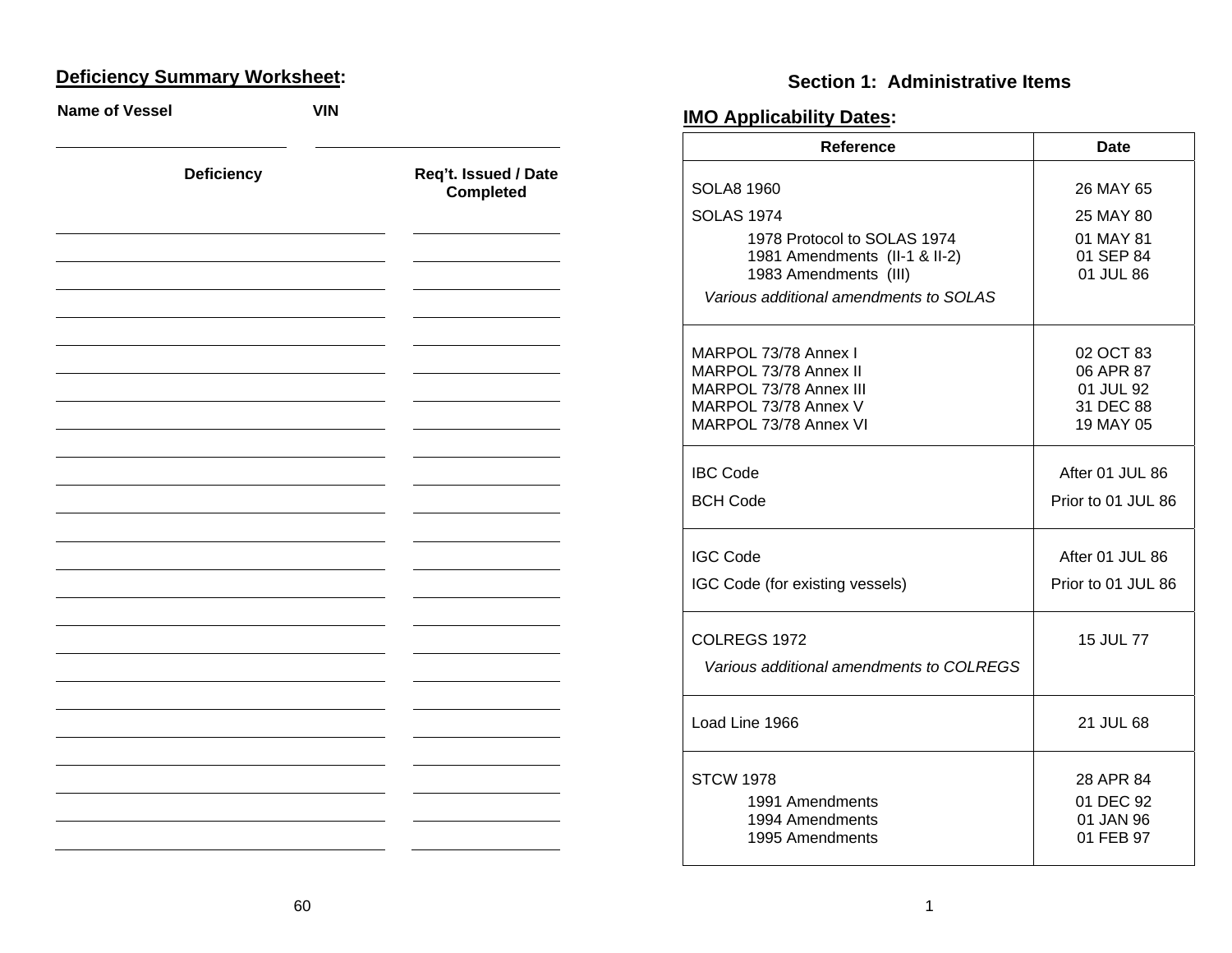## Deficiency Summary Worksheet:

**Name of Vessel** ______________________ **VIN** ______________________

| Deficiency | Req't. Issued / Date Completed |
|---|---|
| | |
| | |
| | |
| | |
| | |
| | |
| | |
| | |
| | |
| | |
| | |
| | |
| | |
| | |
| | |
| | |
| | |
| | |
| | |
| | |
| | |
| | |
| | |

# Section 1: Administrative Items

## IMO Applicability Dates:

| Reference | Date |
|---|---|
| SOLA8 1960 | 26 MAY 65 |
| SOLAS 1974 | 25 MAY 80 |
| 1978 Protocol to SOLAS 1974 | 01 MAY 81 |
| 1981 Amendments (II-1 & II-2) | 01 SEP 84 |
| 1983 Amendments (III) | 01 JUL 86 |
| *Various additional amendments to SOLAS* | |
| MARPOL 73/78 Annex I | 02 OCT 83 |
| MARPOL 73/78 Annex II | 06 APR 87 |
| MARPOL 73/78 Annex III | 01 JUL 92 |
| MARPOL 73/78 Annex V | 31 DEC 88 |
| MARPOL 73/78 Annex VI | 19 MAY 05 |
| IBC Code | After 01 JUL 86 |
| BCH Code | Prior to 01 JUL 86 |
| IGC Code | After 01 JUL 86 |
| IGC Code (for existing vessels) | Prior to 01 JUL 86 |
| COLREGS 1972 | 15 JUL 77 |
| *Various additional amendments to COLREGS* | |
| Load Line 1966 | 21 JUL 68 |
| STCW 1978 | 28 APR 84 |
| 1991 Amendments | 01 DEC 92 |
| 1994 Amendments | 01 JAN 96 |
| 1995 Amendments | 01 FEB 97 |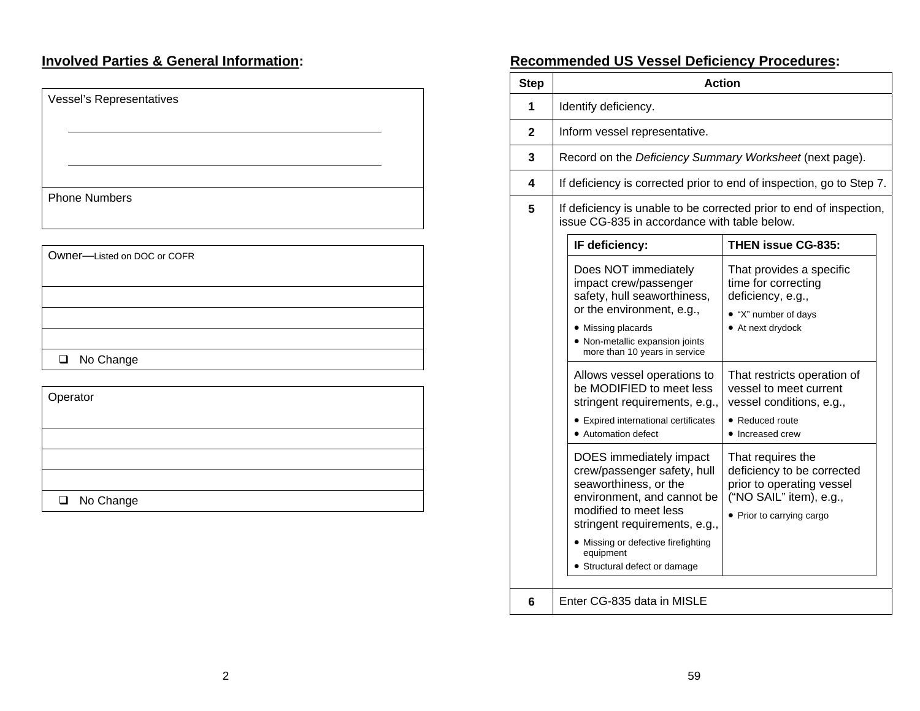## Involved Parties & General Information:

| Vessel's Representatives |
|---|
| ______________________________ |
| ______________________________ |
| Phone Numbers |

| Owner—Listed on DOC or COFR |
|---|
| |
| |
| |
| ❑ No Change |

| Operator |
|---|
| |
| |
| |
| ❑ No Change |

## Recommended US Vessel Deficiency Procedures:

| Step | Action |
|---|---|
| 1 | Identify deficiency. |
| 2 | Inform vessel representative. |
| 3 | Record on the *Deficiency Summary Worksheet* (next page). |
| 4 | If deficiency is corrected prior to end of inspection, go to Step 7. |
| 5 | If deficiency is unable to be corrected prior to end of inspection, issue CG-835 in accordance with table below. |
| 6 | Enter CG-835 data in MISLE |

| IF deficiency: | THEN issue CG-835: |
|---|---|
| Does NOT immediately impact crew/passenger safety, hull seaworthiness, or the environment, e.g.,<br>• Missing placards<br>• Non-metallic expansion joints more than 10 years in service | That provides a specific time for correcting deficiency, e.g.,<br>• "X" number of days<br>• At next drydock |
| Allows vessel operations to be MODIFIED to meet less stringent requirements, e.g.,<br>• Expired international certificates<br>• Automation defect | That restricts operation of vessel to meet current vessel conditions, e.g.,<br>• Reduced route<br>• Increased crew |
| DOES immediately impact crew/passenger safety, hull seaworthiness, or the environment, and cannot be modified to meet less stringent requirements, e.g.,<br>• Missing or defective firefighting equipment<br>• Structural defect or damage | That requires the deficiency to be corrected prior to operating vessel ("NO SAIL" item), e.g.,<br>• Prior to carrying cargo |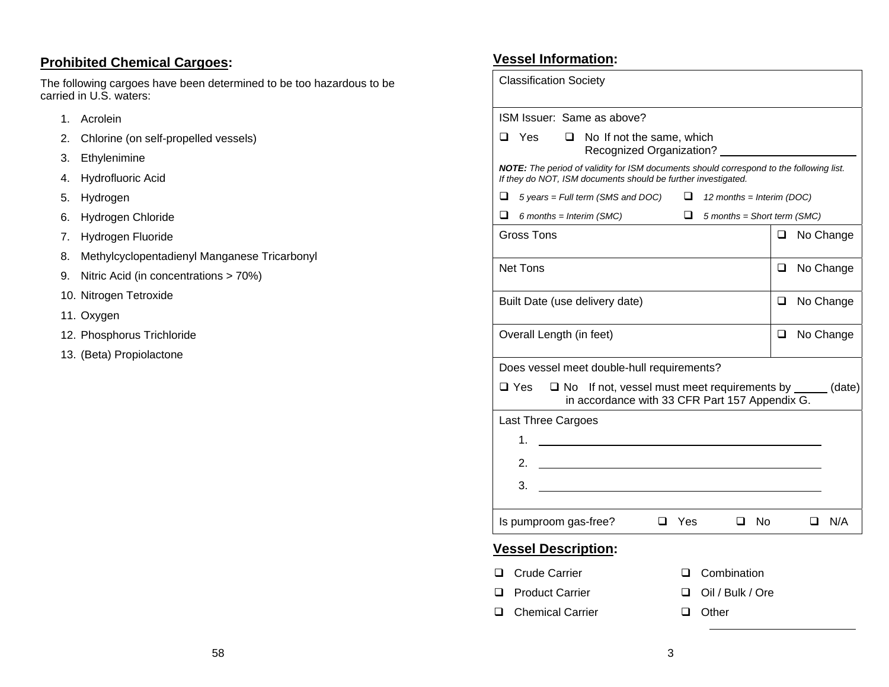## Prohibited Chemical Cargoes:

The following cargoes have been determined to be too hazardous to be carried in U.S. waters:

1. Acrolein
2. Chlorine (on self-propelled vessels)
3. Ethylenimine
4. Hydrofluoric Acid
5. Hydrogen
6. Hydrogen Chloride
7. Hydrogen Fluoride
8. Methylcyclopentadienyl Manganese Tricarbonyl
9. Nitric Acid (in concentrations > 70%)
10. Nitrogen Tetroxide
11. Oxygen
12. Phosphorus Trichloride
13. (Beta) Propiolactone

## Vessel Information:

| | |
|---|---|
| Classification Society | |
| ISM Issuer: Same as above?<br>❑ Yes ❑ No If not the same, which Recognized Organization? ____________<br>***NOTE:*** *The period of validity for ISM documents should correspond to the following list. If they do NOT, ISM documents should be further investigated.*<br>❑ *5 years = Full term (SMS and DOC)* ❑ *12 months = Interim (DOC)*<br>❑ *6 months = Interim (SMC)* ❑ *5 months = Short term (SMC)* | |
| Gross Tons | ❑ No Change |
| Net Tons | ❑ No Change |
| Built Date (use delivery date) | ❑ No Change |
| Overall Length (in feet) | ❑ No Change |
| Does vessel meet double-hull requirements?<br>❑ Yes ❑ No If not, vessel must meet requirements by _____ (date) in accordance with 33 CFR Part 157 Appendix G. | |
| Last Three Cargoes<br>1. ____________<br>2. ____________<br>3. ____________ | |
| Is pumproom gas-free? ❑ Yes ❑ No ❑ N/A | |

## Vessel Description:

- ❑ Crude Carrier
- ❑ Product Carrier
- ❑ Chemical Carrier
- ❑ Combination
- ❑ Oil / Bulk / Ore
- ❑ Other ____________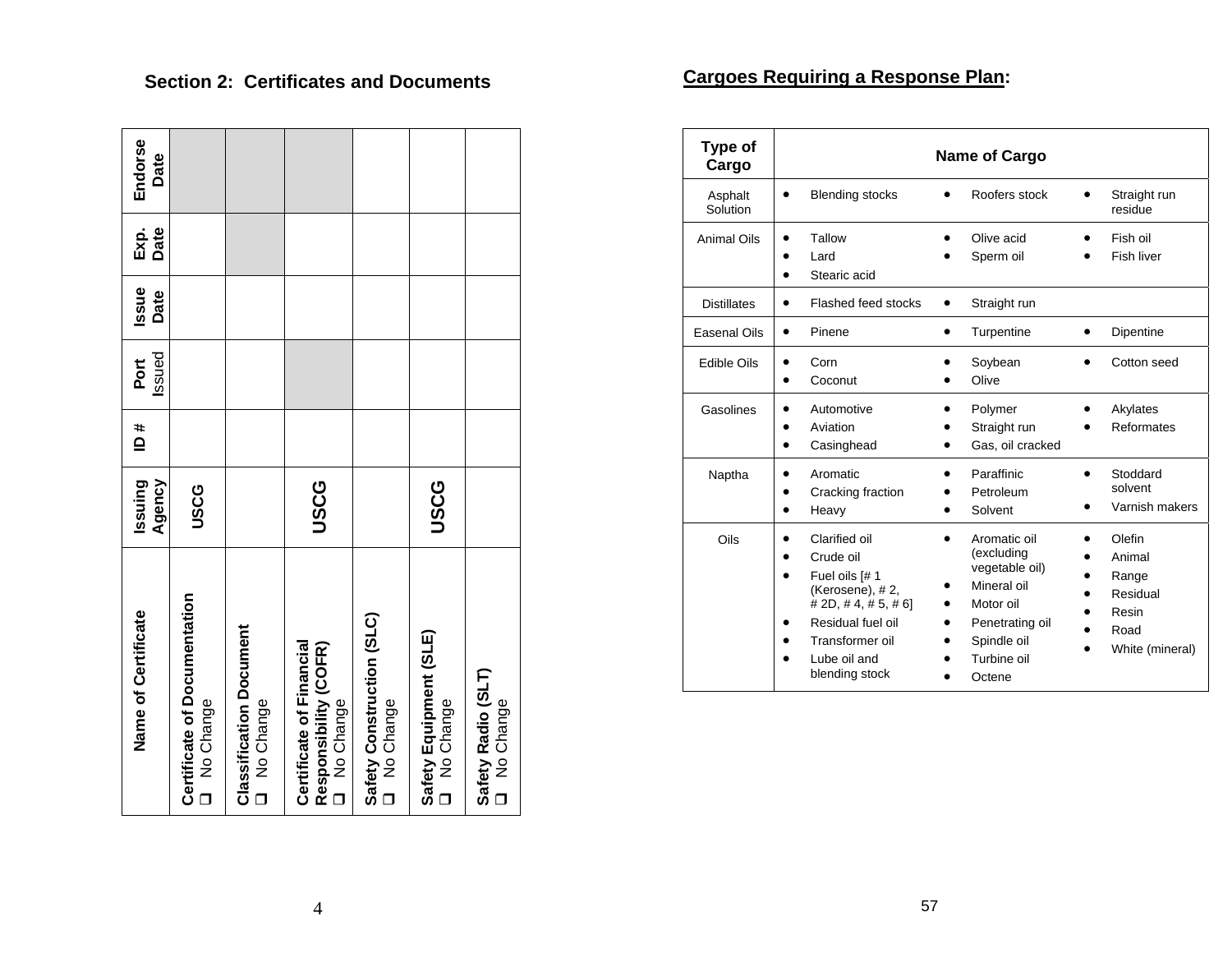## Section 2: Certificates and Documents

| Name of Certificate | Issuing Agency | ID # | Port Issued | Issue Date | Exp. Date | Endorse Date |
|---|---|---|---|---|---|---|
| **Certificate of Documentation** ❑ No Change | USCG | | | | | |
| **Classification Document** ❑ No Change | | | | | | |
| **Certificate of Financial Responsibility (COFR)** ❑ No Change | USCG | | | | | |
| **Safety Construction (SLC)** ❑ No Change | | | | | | |
| **Safety Equipment (SLE)** ❑ No Change | USCG | | | | | |
| **Safety Radio (SLT)** ❑ No Change | | | | | | |

## Cargoes Requiring a Response Plan:

| Type of Cargo | Name of Cargo | | |
|---|---|---|---|
| Asphalt Solution | • Blending stocks | • Roofers stock | • Straight run residue |
| Animal Oils | • Tallow<br>• Lard<br>• Stearic acid | • Olive acid<br>• Sperm oil | • Fish oil<br>• Fish liver |
| Distillates | • Flashed feed stocks | • Straight run | |
| Easenal Oils | • Pinene | • Turpentine | • Dipentine |
| Edible Oils | • Corn<br>• Coconut | • Soybean<br>• Olive | • Cotton seed |
| Gasolines | • Automotive<br>• Aviation<br>• Casinghead | • Polymer<br>• Straight run<br>• Gas, oil cracked | • Akylates<br>• Reformates |
| Naptha | • Aromatic<br>• Cracking fraction<br>• Heavy | • Paraffinic<br>• Petroleum<br>• Solvent | • Stoddard solvent<br>• Varnish makers |
| Oils | • Clarified oil<br>• Crude oil<br>• Fuel oils [# 1 (Kerosene), # 2, # 2D, # 4, # 5, # 6]<br>• Residual fuel oil<br>• Transformer oil<br>• Lube oil and blending stock | • Aromatic oil (excluding vegetable oil)<br>• Mineral oil<br>• Motor oil<br>• Penetrating oil<br>• Spindle oil<br>• Turbine oil<br>• Octene | • Olefin<br>• Animal<br>• Range<br>• Residual<br>• Resin<br>• Road<br>• White (mineral) |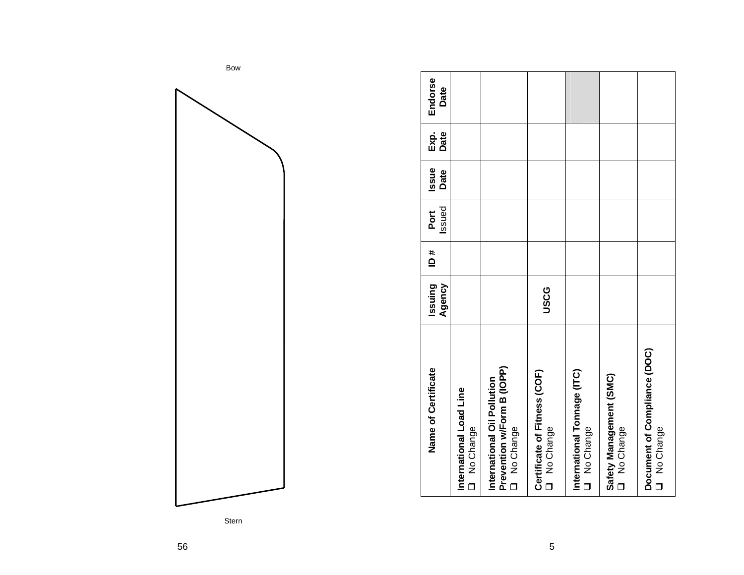Bow

Stern

| Name of Certificate | Issuing Agency | ID # | Port Issued | Issue Date | Exp. Date | Endorse Date |
| --- | --- | --- | --- | --- | --- | --- |
| **International Load Line**<br>❑ No Change | | | | | | |
| **International Oil Pollution Prevention w/Form B (IOPP)**<br>❑ No Change | | | | | | |
| **Certificate of Fitness (COF)**<br>❑ No Change | **USCG** | | | | | |
| **International Tonnage (ITC)**<br>❑ No Change | | | | | | |
| **Safety Management (SMC)**<br>❑ No Change | | | | | | |
| **Document of Compliance (DOC)**<br>❑ No Change | | | | | | |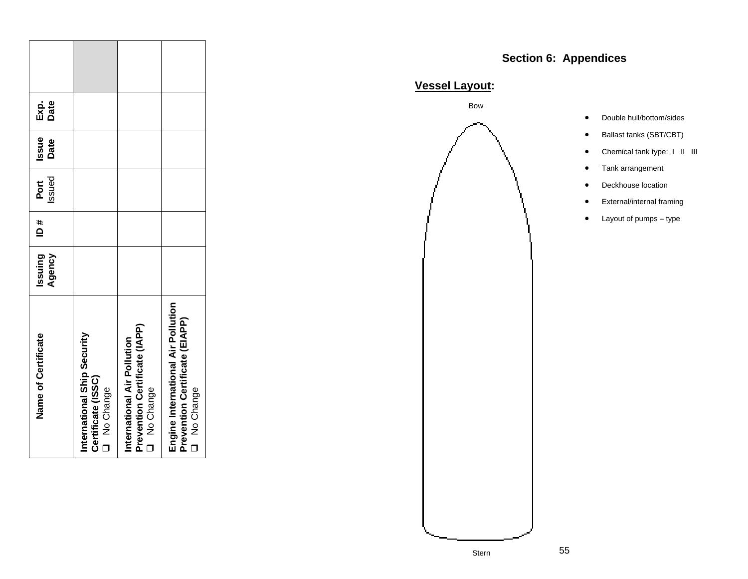| Name of Certificate | Issuing Agency | ID # | Port Issued | Issue Date | Exp. Date | |
|---|---|---|---|---|---|---|
| **International Ship Security Certificate (ISSC)** ❑ No Change | | | | | | |
| **International Air Pollution Prevention Certificate (IAPP)** ❑ No Change | | | | | | |
| **Engine International Air Pollution Prevention Certificate (EIAPP)** ❑ No Change | | | | | | |

## Section 6: Appendices

### Vessel Layout:

Bow

Stern

- Double hull/bottom/sides
- Ballast tanks (SBT/CBT)
- Chemical tank type: I II III
- Tank arrangement
- Deckhouse location
- External/internal framing
- Layout of pumps – type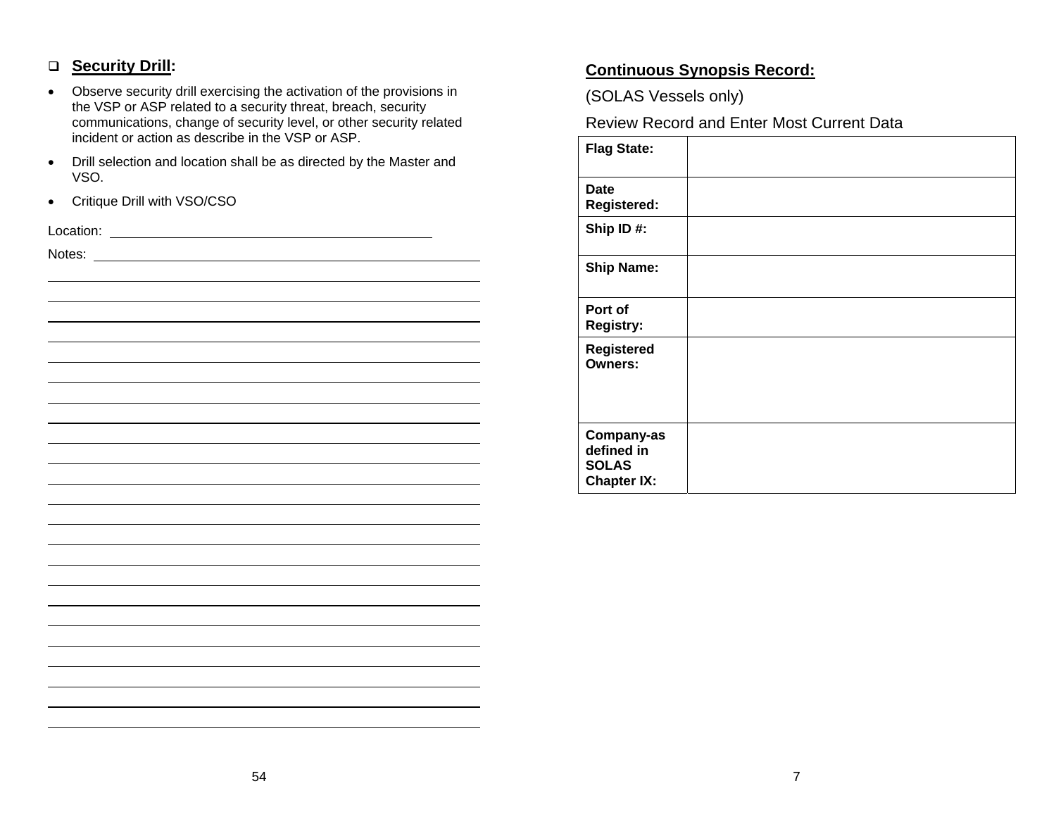## ❑ Security Drill:

- Observe security drill exercising the activation of the provisions in the VSP or ASP related to a security threat, breach, security communications, change of security level, or other security related incident or action as describe in the VSP or ASP.
- Drill selection and location shall be as directed by the Master and VSO.
- Critique Drill with VSO/CSO

Location: ______________________________________________

Notes: _________________________________________________

_______________________________________________________

_______________________________________________________

_______________________________________________________

_______________________________________________________

_______________________________________________________

_______________________________________________________

_______________________________________________________

_______________________________________________________

_______________________________________________________

_______________________________________________________

_______________________________________________________

_______________________________________________________

_______________________________________________________

_______________________________________________________

_______________________________________________________

_______________________________________________________

_______________________________________________________

_______________________________________________________

_______________________________________________________

_______________________________________________________

_______________________________________________________

_______________________________________________________

## Continuous Synopsis Record:

(SOLAS Vessels only)

Review Record and Enter Most Current Data

| | |
|---|---|
| **Flag State:** | |
| **Date Registered:** | |
| **Ship ID #:** | |
| **Ship Name:** | |
| **Port of Registry:** | |
| **Registered Owners:** | |
| **Company-as defined in SOLAS Chapter IX:** | |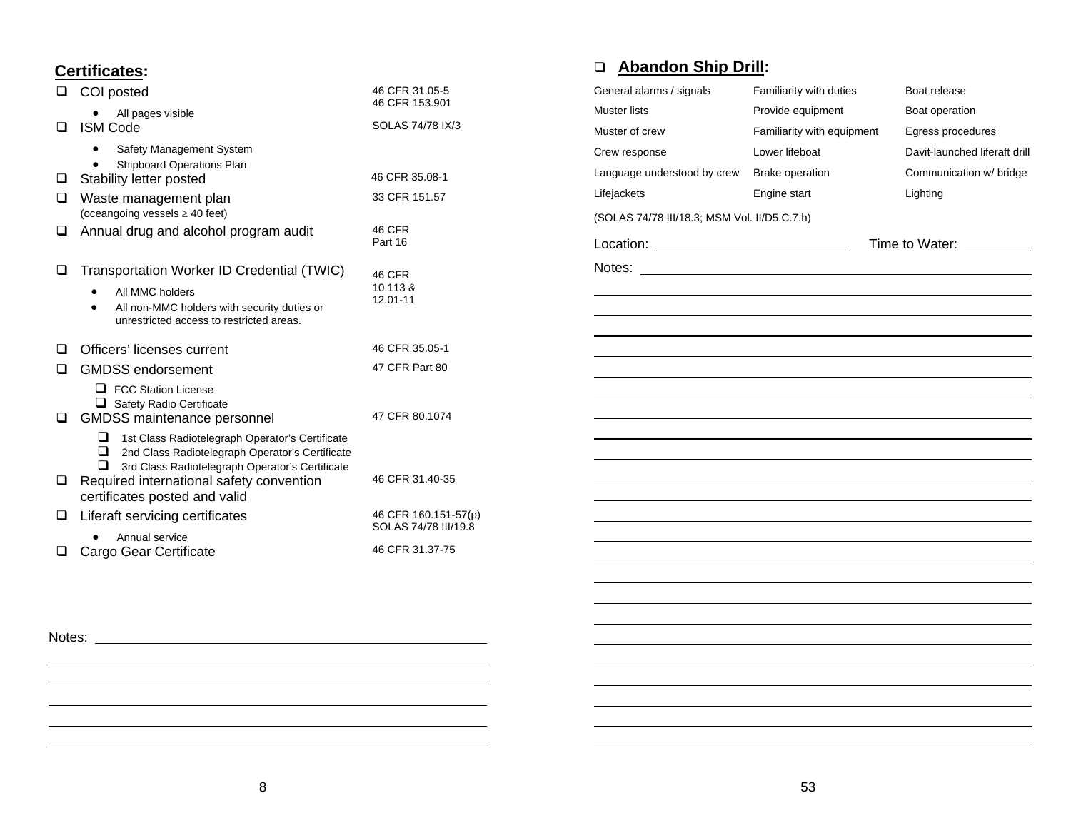## Certificates:

| Item | Reference |
|---|---|
| ☐ COI posted<br>• All pages visible | 46 CFR 31.05-5<br>46 CFR 153.901 |
| ☐ ISM Code<br>• Safety Management System<br>• Shipboard Operations Plan | SOLAS 74/78 IX/3 |
| ☐ Stability letter posted | 46 CFR 35.08-1 |
| ☐ Waste management plan (oceangoing vessels ≥ 40 feet) | 33 CFR 151.57 |
| ☐ Annual drug and alcohol program audit | 46 CFR Part 16 |
| ☐ Transportation Worker ID Credential (TWIC)<br>• All MMC holders<br>• All non-MMC holders with security duties or unrestricted access to restricted areas. | 46 CFR 10.113 & 12.01-11 |
| ☐ Officers' licenses current | 46 CFR 35.05-1 |
| ☐ GMDSS endorsement<br>☐ FCC Station License<br>☐ Safety Radio Certificate | 47 CFR Part 80 |
| ☐ GMDSS maintenance personnel<br>☐ 1st Class Radiotelegraph Operator's Certificate<br>☐ 2nd Class Radiotelegraph Operator's Certificate<br>☐ 3rd Class Radiotelegraph Operator's Certificate | 47 CFR 80.1074 |
| ☐ Required international safety convention certificates posted and valid | 46 CFR 31.40-35 |
| ☐ Liferaft servicing certificates<br>• Annual service | 46 CFR 160.151-57(p)<br>SOLAS 74/78 III/19.8 |
| ☐ Cargo Gear Certificate | 46 CFR 31.37-75 |

Notes: ______________________________

______________________________

______________________________

______________________________

______________________________

______________________________

## ☐ Abandon Ship Drill:

| | | |
|---|---|---|
| General alarms / signals | Familiarity with duties | Boat release |
| Muster lists | Provide equipment | Boat operation |
| Muster of crew | Familiarity with equipment | Egress procedures |
| Crew response | Lower lifeboat | Davit-launched liferaft drill |
| Language understood by crew | Brake operation | Communication w/ bridge |
| Lifejackets | Engine start | Lighting |

(SOLAS 74/78 III/18.3; MSM Vol. II/D5.C.7.h)

Location: ______________________ Time to Water: __________

Notes: ______________________________

______________________________

______________________________

______________________________

______________________________

______________________________

______________________________

______________________________

______________________________

______________________________

______________________________

______________________________

______________________________

______________________________

______________________________

______________________________

______________________________

______________________________

______________________________

______________________________

______________________________

______________________________

______________________________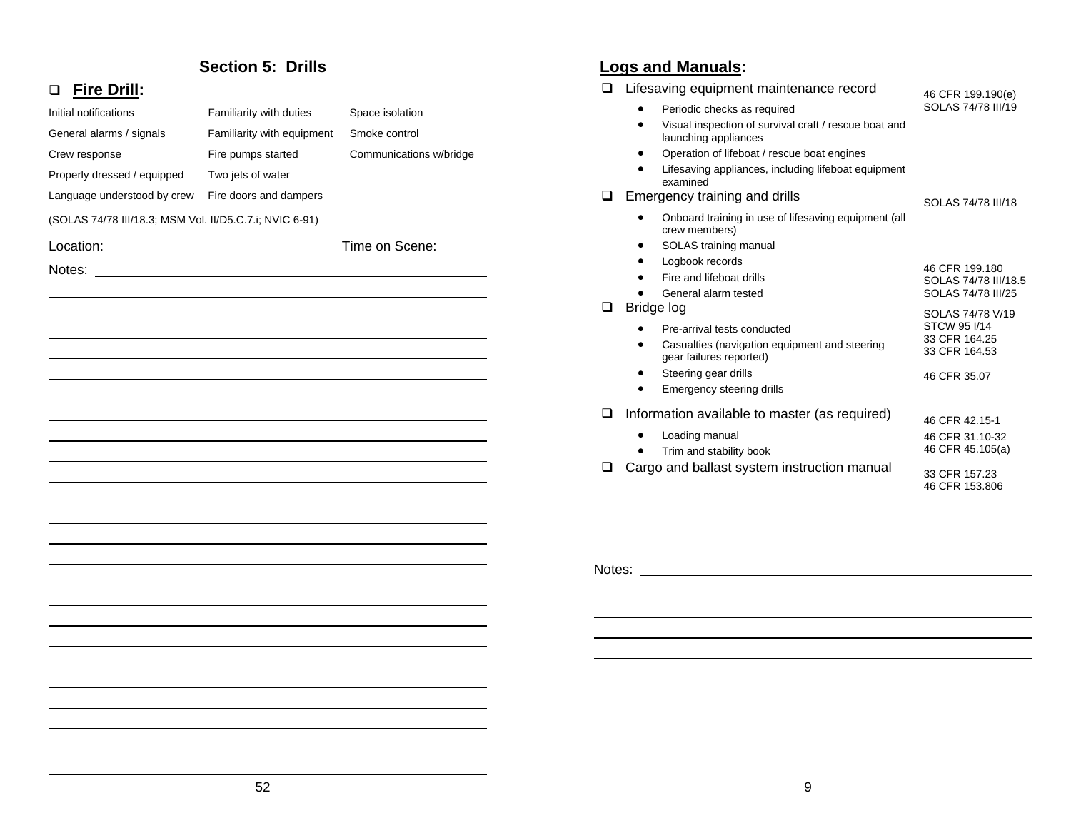## Section 5: Drills

- ☐ **Fire Drill:**

| | | |
|---|---|---|
| Initial notifications | Familiarity with duties | Space isolation |
| General alarms / signals | Familiarity with equipment | Smoke control |
| Crew response | Fire pumps started | Communications w/bridge |
| Properly dressed / equipped | Two jets of water | |
| Language understood by crew | Fire doors and dampers | |

(SOLAS 74/78 III/18.3; MSM Vol. II/D5.C.7.i; NVIC 6-91)

Location: ______________________ Time on Scene: _______

Notes: ____________________________________________

## Logs and Manuals:

- ☐ Lifesaving equipment maintenance record — 46 CFR 199.190(e); SOLAS 74/78 III/19
  - Periodic checks as required
  - Visual inspection of survival craft / rescue boat and launching appliances
  - Operation of lifeboat / rescue boat engines
  - Lifesaving appliances, including lifeboat equipment examined
- ☐ Emergency training and drills — SOLAS 74/78 III/18
  - Onboard training in use of lifesaving equipment (all crew members)
  - SOLAS training manual
  - Logbook records
  - Fire and lifeboat drills — 46 CFR 199.180; SOLAS 74/78 III/18.5
  - General alarm tested — SOLAS 74/78 III/25
- ☐ Bridge log — SOLAS 74/78 V/19; STCW 95 I/14
  - Pre-arrival tests conducted — 33 CFR 164.25
  - Casualties (navigation equipment and steering gear failures reported) — 33 CFR 164.53
  - Steering gear drills — 46 CFR 35.07
  - Emergency steering drills
- ☐ Information available to master (as required) — 46 CFR 42.15-1
  - Loading manual — 46 CFR 31.10-32
  - Trim and stability book — 46 CFR 45.105(a)
- ☐ Cargo and ballast system instruction manual — 33 CFR 157.23; 46 CFR 153.806

Notes: ____________________________________________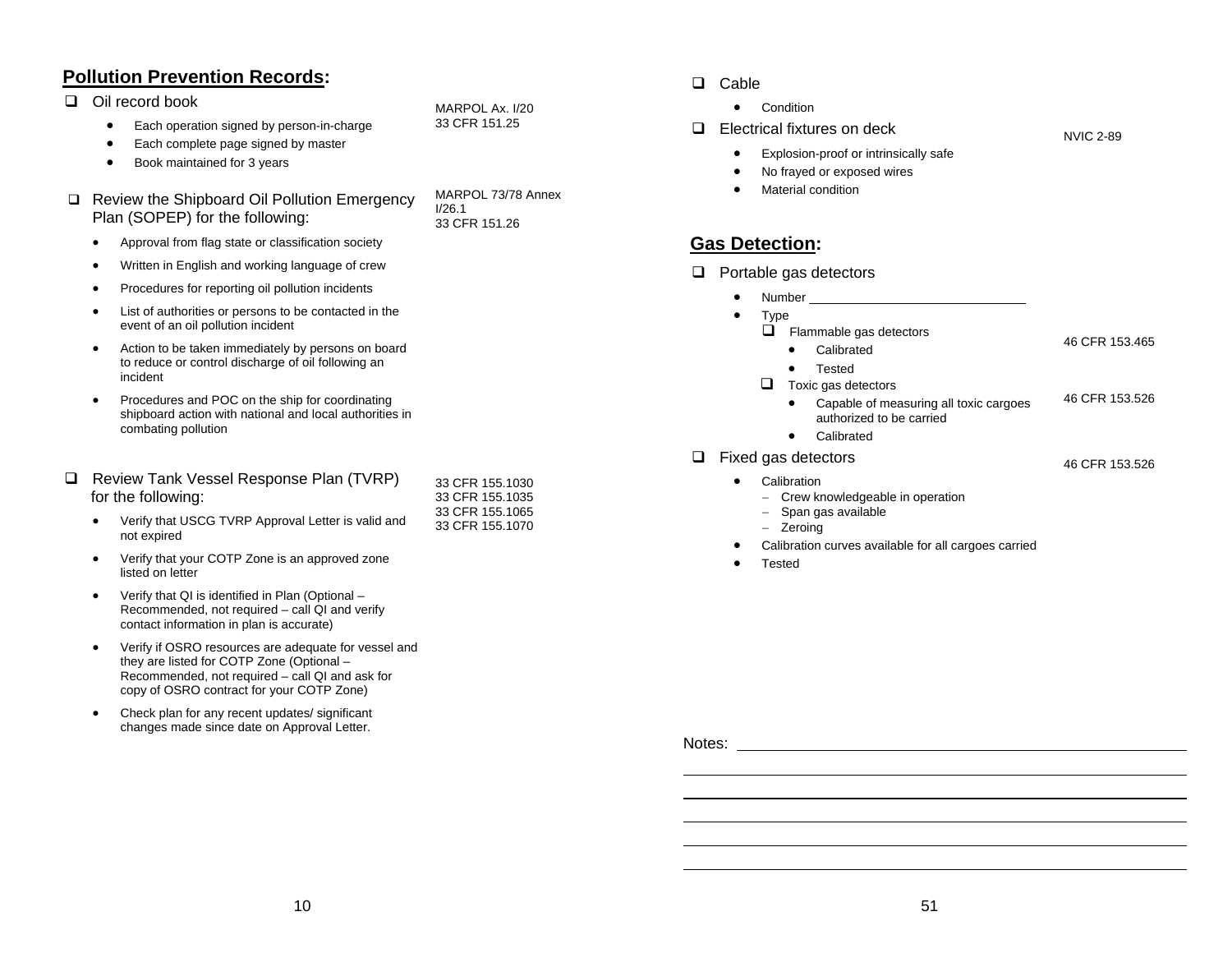## Pollution Prevention Records:

- ☐ Oil record book — MARPOL Ax. I/20; 33 CFR 151.25
  - Each operation signed by person-in-charge
  - Each complete page signed by master
  - Book maintained for 3 years

- ☐ Review the Shipboard Oil Pollution Emergency Plan (SOPEP) for the following: — MARPOL 73/78 Annex I/26.1; 33 CFR 151.26
  - Approval from flag state or classification society
  - Written in English and working language of crew
  - Procedures for reporting oil pollution incidents
  - List of authorities or persons to be contacted in the event of an oil pollution incident
  - Action to be taken immediately by persons on board to reduce or control discharge of oil following an incident
  - Procedures and POC on the ship for coordinating shipboard action with national and local authorities in combating pollution

- ☐ Review Tank Vessel Response Plan (TVRP) for the following: — 33 CFR 155.1030; 33 CFR 155.1035; 33 CFR 155.1065; 33 CFR 155.1070
  - Verify that USCG TVRP Approval Letter is valid and not expired
  - Verify that your COTP Zone is an approved zone listed on letter
  - Verify that QI is identified in Plan (Optional – Recommended, not required – call QI and verify contact information in plan is accurate)
  - Verify if OSRO resources are adequate for vessel and they are listed for COTP Zone (Optional – Recommended, not required – call QI and ask for copy of OSRO contract for your COTP Zone)
  - Check plan for any recent updates/ significant changes made since date on Approval Letter.

- ☐ Cable
  - Condition

- ☐ Electrical fixtures on deck — NVIC 2-89
  - Explosion-proof or intrinsically safe
  - No frayed or exposed wires
  - Material condition

## Gas Detection:

- ☐ Portable gas detectors
  - Number ______________________________
  - Type
    - ☐ Flammable gas detectors — 46 CFR 153.465
      - Calibrated
      - Tested
    - ☐ Toxic gas detectors — 46 CFR 153.526
      - Capable of measuring all toxic cargoes authorized to be carried
      - Calibrated

- ☐ Fixed gas detectors — 46 CFR 153.526
  - Calibration
    - Crew knowledgeable in operation
    - Span gas available
    - Zeroing
  - Calibration curves available for all cargoes carried
  - Tested

Notes: ____________________________________________________________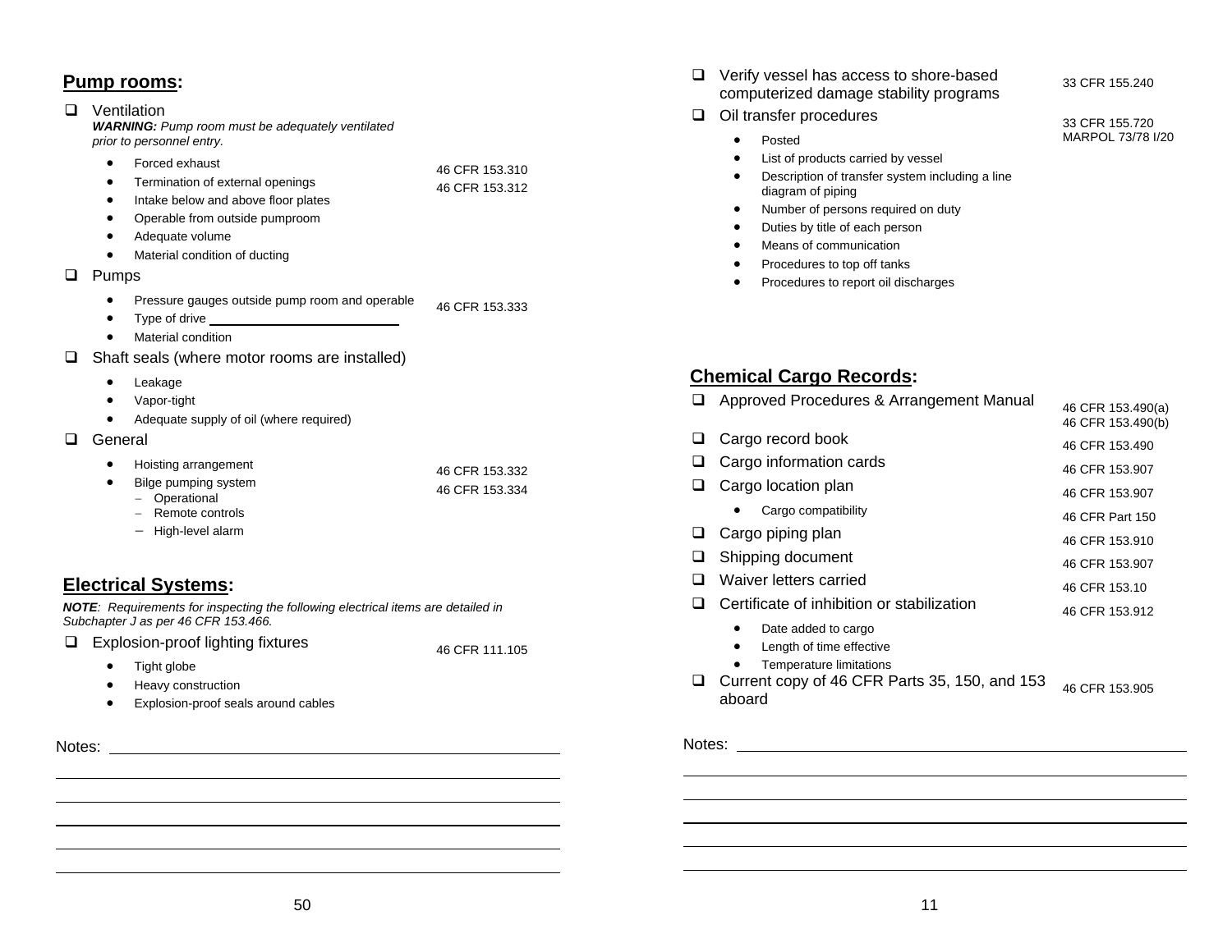## Pump rooms:

- ☐ Ventilation

  ***WARNING:*** *Pump room must be adequately ventilated prior to personnel entry.*

  - Forced exhaust — 46 CFR 153.310
  - Termination of external openings — 46 CFR 153.312
  - Intake below and above floor plates
  - Operable from outside pumproom
  - Adequate volume
  - Material condition of ducting

- ☐ Pumps
  - Pressure gauges outside pump room and operable — 46 CFR 153.333
  - Type of drive ______________________
  - Material condition

- ☐ Shaft seals (where motor rooms are installed)
  - Leakage
  - Vapor-tight
  - Adequate supply of oil (where required)

- ☐ General
  - Hoisting arrangement — 46 CFR 153.332
  - Bilge pumping system — 46 CFR 153.334
    - Operational
    - Remote controls
    - High-level alarm

## Electrical Systems:

***NOTE****: Requirements for inspecting the following electrical items are detailed in Subchapter J as per 46 CFR 153.466.*

- ☐ Explosion-proof lighting fixtures — 46 CFR 111.105
  - Tight globe
  - Heavy construction
  - Explosion-proof seals around cables

Notes: ______________________________________________

______________________________________________

______________________________________________

______________________________________________

______________________________________________

______________________________________________

- ☐ Verify vessel has access to shore-based computerized damage stability programs — 33 CFR 155.240
- ☐ Oil transfer procedures — 33 CFR 155.720, MARPOL 73/78 I/20
  - Posted
  - List of products carried by vessel
  - Description of transfer system including a line diagram of piping
  - Number of persons required on duty
  - Duties by title of each person
  - Means of communication
  - Procedures to top off tanks
  - Procedures to report oil discharges

## Chemical Cargo Records:

| Item | Reference |
|---|---|
| ☐ Approved Procedures & Arrangement Manual | 46 CFR 153.490(a)<br>46 CFR 153.490(b) |
| ☐ Cargo record book | 46 CFR 153.490 |
| ☐ Cargo information cards | 46 CFR 153.907 |
| ☐ Cargo location plan | 46 CFR 153.907 |
| • Cargo compatibility | 46 CFR Part 150 |
| ☐ Cargo piping plan | 46 CFR 153.910 |
| ☐ Shipping document | 46 CFR 153.907 |
| ☐ Waiver letters carried | 46 CFR 153.10 |
| ☐ Certificate of inhibition or stabilization | 46 CFR 153.912 |
| • Date added to cargo | |
| • Length of time effective | |
| • Temperature limitations | |
| ☐ Current copy of 46 CFR Parts 35, 150, and 153 aboard | 46 CFR 153.905 |

Notes: ______________________________________________

______________________________________________

______________________________________________

______________________________________________

______________________________________________

______________________________________________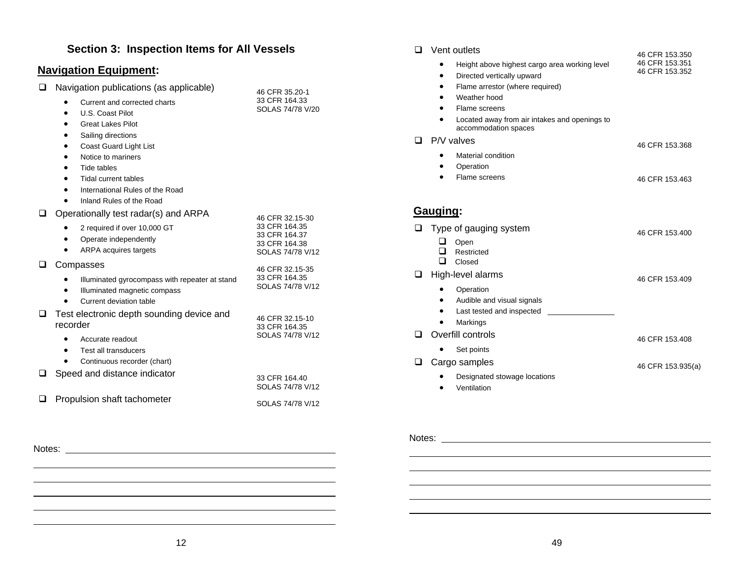## Section 3: Inspection Items for All Vessels

### Navigation Equipment:

- ❑ Navigation publications (as applicable) — 46 CFR 35.20-1, 33 CFR 164.33, SOLAS 74/78 V/20
  - Current and corrected charts
  - U.S. Coast Pilot
  - Great Lakes Pilot
  - Sailing directions
  - Coast Guard Light List
  - Notice to mariners
  - Tide tables
  - Tidal current tables
  - International Rules of the Road
  - Inland Rules of the Road
- ❑ Operationally test radar(s) and ARPA — 46 CFR 32.15-30, 33 CFR 164.35, 33 CFR 164.37, 33 CFR 164.38, SOLAS 74/78 V/12
  - 2 required if over 10,000 GT
  - Operate independently
  - ARPA acquires targets
- ❑ Compasses — 46 CFR 32.15-35, 33 CFR 164.35, SOLAS 74/78 V/12
  - Illuminated gyrocompass with repeater at stand
  - Illuminated magnetic compass
  - Current deviation table
- ❑ Test electronic depth sounding device and recorder — 46 CFR 32.15-10, 33 CFR 164.35, SOLAS 74/78 V/12
  - Accurate readout
  - Test all transducers
  - Continuous recorder (chart)
- ❑ Speed and distance indicator — 33 CFR 164.40, SOLAS 74/78 V/12
- ❑ Propulsion shaft tachometer — SOLAS 74/78 V/12

Notes: ______________________________

- ❑ Vent outlets — 46 CFR 153.350, 46 CFR 153.351, 46 CFR 153.352
  - Height above highest cargo area working level
  - Directed vertically upward
  - Flame arrestor (where required)
  - Weather hood
  - Flame screens
  - Located away from air intakes and openings to accommodation spaces
- ❑ P/V valves — 46 CFR 153.368
  - Material condition
  - Operation
  - Flame screens — 46 CFR 153.463

### Gauging:

- ❑ Type of gauging system — 46 CFR 153.400
  - ❑ Open
  - ❑ Restricted
  - ❑ Closed
- ❑ High-level alarms — 46 CFR 153.409
  - Operation
  - Audible and visual signals
  - Last tested and inspected ______________
  - Markings
- ❑ Overfill controls — 46 CFR 153.408
  - Set points
- ❑ Cargo samples — 46 CFR 153.935(a)
  - Designated stowage locations
  - Ventilation

Notes: ______________________________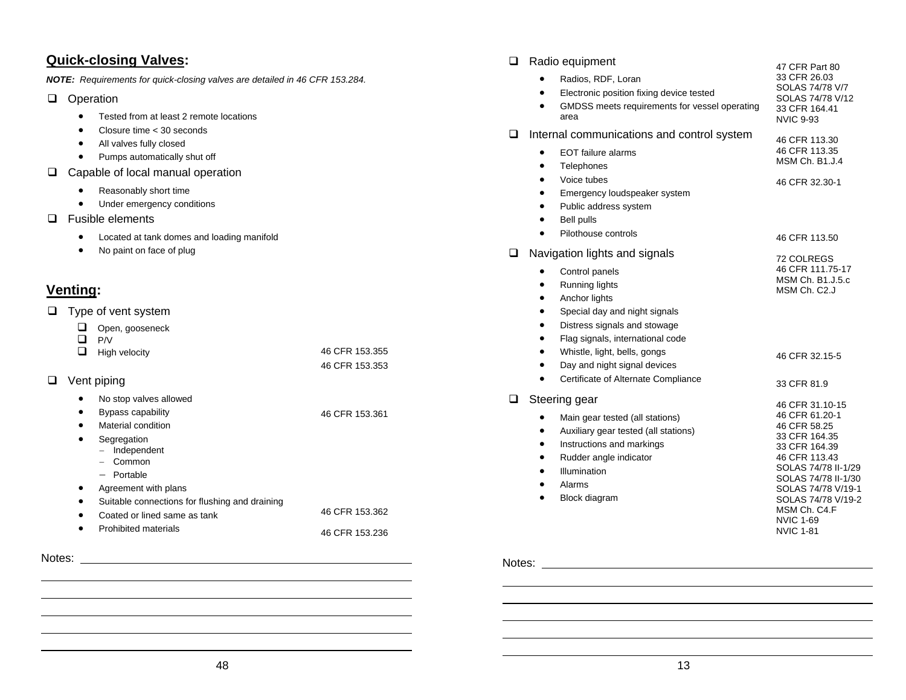## Quick-closing Valves:

***NOTE:** Requirements for quick-closing valves are detailed in 46 CFR 153.284.*

- ❑ Operation
  - Tested from at least 2 remote locations
  - Closure time < 30 seconds
  - All valves fully closed
  - Pumps automatically shut off
- ❑ Capable of local manual operation
  - Reasonably short time
  - Under emergency conditions
- ❑ Fusible elements
  - Located at tank domes and loading manifold
  - No paint on face of plug

## Venting:

- ❑ Type of vent system
  - ❑ Open, gooseneck
  - ❑ P/V
  - ❑ High velocity — 46 CFR 153.355, 46 CFR 153.353
- ❑ Vent piping
  - No stop valves allowed
  - Bypass capability — 46 CFR 153.361
  - Material condition
  - Segregation
    - Independent
    - Common
    - Portable
  - Agreement with plans
  - Suitable connections for flushing and draining
  - Coated or lined same as tank — 46 CFR 153.362
  - Prohibited materials — 46 CFR 153.236

Notes: ____________________

- ❑ Radio equipment — 47 CFR Part 80, 33 CFR 26.03, SOLAS 74/78 V/7, SOLAS 74/78 V/12, 33 CFR 164.41, NVIC 9-93
  - Radios, RDF, Loran
  - Electronic position fixing device tested
  - GMDSS meets requirements for vessel operating area
- ❑ Internal communications and control system — 46 CFR 113.30, 46 CFR 113.35, MSM Ch. B1.J.4
  - EOT failure alarms
  - Telephones
  - Voice tubes — 46 CFR 32.30-1
  - Emergency loudspeaker system
  - Public address system
  - Bell pulls
  - Pilothouse controls — 46 CFR 113.50
- ❑ Navigation lights and signals — 72 COLREGS, 46 CFR 111.75-17, MSM Ch. B1.J.5.c, MSM Ch. C2.J
  - Control panels
  - Running lights
  - Anchor lights
  - Special day and night signals
  - Distress signals and stowage
  - Flag signals, international code
  - Whistle, light, bells, gongs — 46 CFR 32.15-5
  - Day and night signal devices
  - Certificate of Alternate Compliance — 33 CFR 81.9
- ❑ Steering gear — 46 CFR 31.10-15, 46 CFR 61.20-1, 46 CFR 58.25, 33 CFR 164.35, 33 CFR 164.39, 46 CFR 113.43, SOLAS 74/78 II-1/29, SOLAS 74/78 II-1/30, SOLAS 74/78 V/19-1, SOLAS 74/78 V/19-2, MSM Ch. C4.F, NVIC 1-69, NVIC 1-81
  - Main gear tested (all stations)
  - Auxiliary gear tested (all stations)
  - Instructions and markings
  - Rudder angle indicator
  - Illumination
  - Alarms
  - Block diagram

Notes: ____________________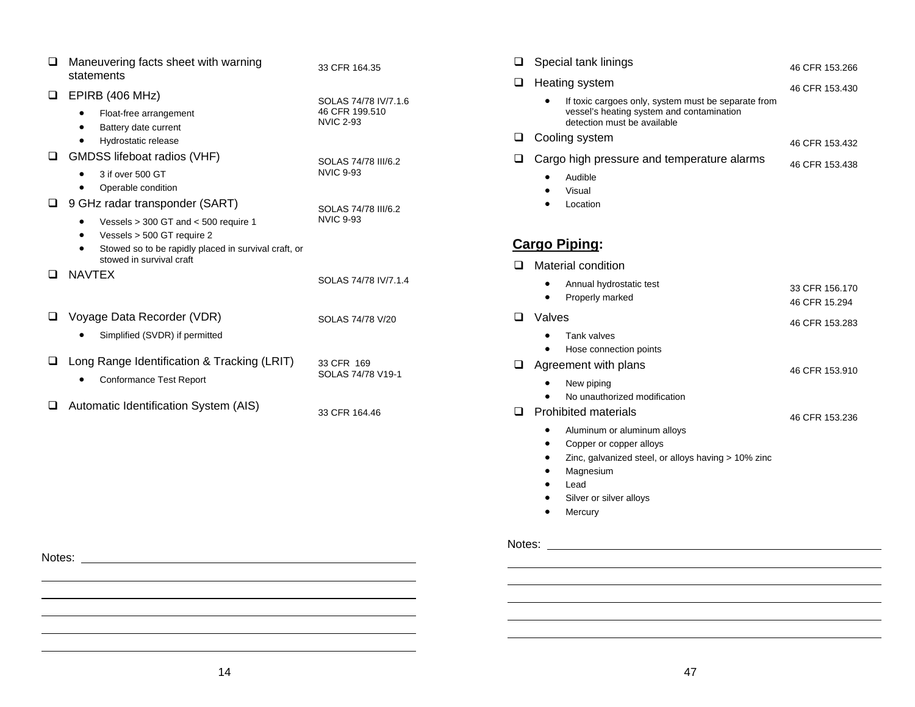- ☐ Maneuvering facts sheet with warning statements — 33 CFR 164.35
- ☐ EPIRB (406 MHz) — SOLAS 74/78 IV/7.1.6; 46 CFR 199.510; NVIC 2-93
  - Float-free arrangement
  - Battery date current
  - Hydrostatic release
- ☐ GMDSS lifeboat radios (VHF) — SOLAS 74/78 III/6.2; NVIC 9-93
  - 3 if over 500 GT
  - Operable condition
- ☐ 9 GHz radar transponder (SART) — SOLAS 74/78 III/6.2; NVIC 9-93
  - Vessels > 300 GT and < 500 require 1
  - Vessels > 500 GT require 2
  - Stowed so to be rapidly placed in survival craft, or stowed in survival craft
- ☐ NAVTEX — SOLAS 74/78 IV/7.1.4
- ☐ Voyage Data Recorder (VDR) — SOLAS 74/78 V/20
  - Simplified (SVDR) if permitted
- ☐ Long Range Identification & Tracking (LRIT) — 33 CFR 169; SOLAS 74/78 V19-1
  - Conformance Test Report
- ☐ Automatic Identification System (AIS) — 33 CFR 164.46

Notes:

- ☐ Special tank linings — 46 CFR 153.266
- ☐ Heating system — 46 CFR 153.430
  - If toxic cargoes only, system must be separate from vessel's heating system and contamination detection must be available
- ☐ Cooling system — 46 CFR 153.432
- ☐ Cargo high pressure and temperature alarms — 46 CFR 153.438
  - Audible
  - Visual
  - Location

## Cargo Piping:

- ☐ Material condition
  - Annual hydrostatic test — 33 CFR 156.170
  - Properly marked — 46 CFR 15.294
- ☐ Valves — 46 CFR 153.283
  - Tank valves
  - Hose connection points
- ☐ Agreement with plans — 46 CFR 153.910
  - New piping
  - No unauthorized modification
- ☐ Prohibited materials — 46 CFR 153.236
  - Aluminum or aluminum alloys
  - Copper or copper alloys
  - Zinc, galvanized steel, or alloys having > 10% zinc
  - Magnesium
  - Lead
  - Silver or silver alloys
  - Mercury

Notes: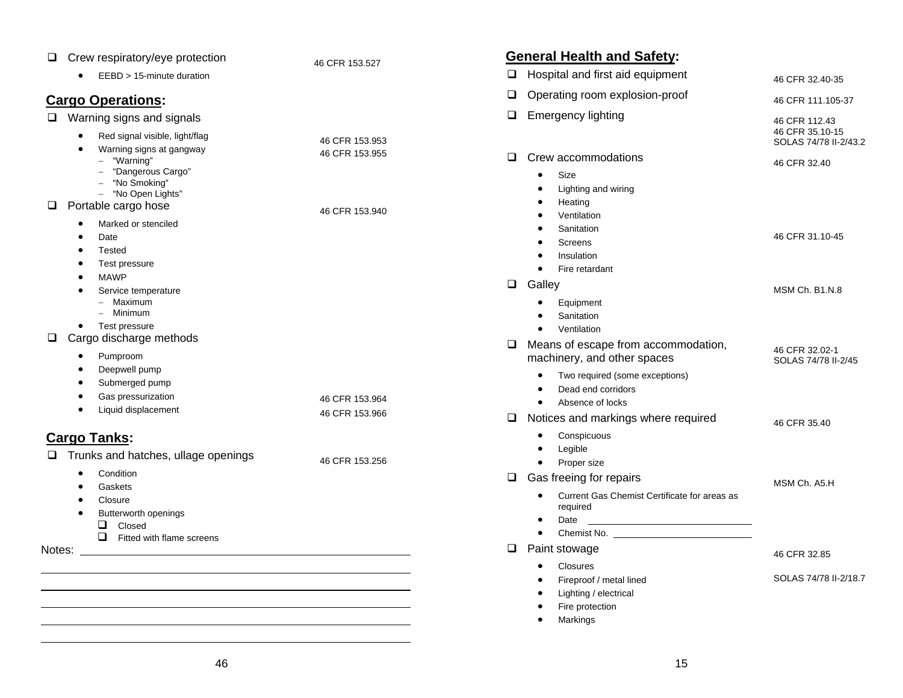- ☐ Crew respiratory/eye protection — 46 CFR 153.527
  - EEBD > 15-minute duration

## Cargo Operations:

- ☐ Warning signs and signals
  - Red signal visible, light/flag — 46 CFR 153.953
  - Warning signs at gangway — 46 CFR 153.955
    - "Warning"
    - "Dangerous Cargo"
    - "No Smoking"
    - "No Open Lights"
- ☐ Portable cargo hose — 46 CFR 153.940
  - Marked or stenciled
  - Date
  - Tested
  - Test pressure
  - MAWP
  - Service temperature
    - Maximum
    - Minimum
  - Test pressure
- ☐ Cargo discharge methods
  - Pumproom
  - Deepwell pump
  - Submerged pump
  - Gas pressurization — 46 CFR 153.964
  - Liquid displacement — 46 CFR 153.966

## Cargo Tanks:

- ☐ Trunks and hatches, ullage openings — 46 CFR 153.256
  - Condition
  - Gaskets
  - Closure
  - Butterworth openings
    - ☐ Closed
    - ☐ Fitted with flame screens

Notes: ______________________________________________

______________________________________________

______________________________________________

______________________________________________

______________________________________________

______________________________________________

## General Health and Safety:

- ☐ Hospital and first aid equipment — 46 CFR 32.40-35
- ☐ Operating room explosion-proof — 46 CFR 111.105-37
- ☐ Emergency lighting — 46 CFR 112.43; 46 CFR 35.10-15; SOLAS 74/78 II-2/43.2
- ☐ Crew accommodations — 46 CFR 32.40
  - Size
  - Lighting and wiring
  - Heating
  - Ventilation
  - Sanitation — 46 CFR 31.10-45
  - Screens
  - Insulation
  - Fire retardant
- ☐ Galley — MSM Ch. B1.N.8
  - Equipment
  - Sanitation
  - Ventilation
- ☐ Means of escape from accommodation, machinery, and other spaces — 46 CFR 32.02-1; SOLAS 74/78 II-2/45
  - Two required (some exceptions)
  - Dead end corridors
  - Absence of locks
- ☐ Notices and markings where required — 46 CFR 35.40
  - Conspicuous
  - Legible
  - Proper size
- ☐ Gas freeing for repairs — MSM Ch. A5.H
  - Current Gas Chemist Certificate for areas as required
  - Date ______________________________
  - Chemist No. ______________________________
- ☐ Paint stowage — 46 CFR 32.85
  - Closures
  - Fireproof / metal lined — SOLAS 74/78 II-2/18.7
  - Lighting / electrical
  - Fire protection
  - Markings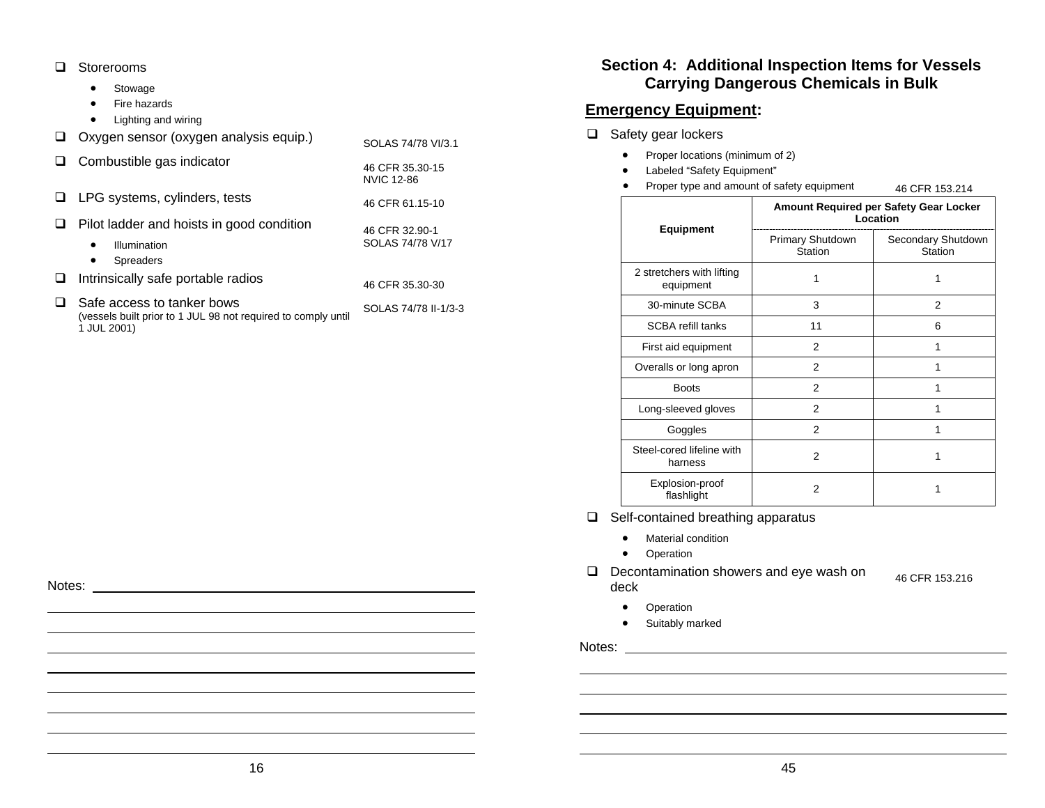- ☐ Storerooms
  - Stowage
  - Fire hazards
  - Lighting and wiring
- ☐ Oxygen sensor (oxygen analysis equip.) — SOLAS 74/78 VI/3.1
- ☐ Combustible gas indicator — 46 CFR 35.30-15, NVIC 12-86
- ☐ LPG systems, cylinders, tests — 46 CFR 61.15-10
- ☐ Pilot ladder and hoists in good condition — 46 CFR 32.90-1, SOLAS 74/78 V/17
  - Illumination
  - Spreaders
- ☐ Intrinsically safe portable radios — 46 CFR 35.30-30
- ☐ Safe access to tanker bows — SOLAS 74/78 II-1/3-3
  (vessels built prior to 1 JUL 98 not required to comply until 1 JUL 2001)

Notes:

## Section 4: Additional Inspection Items for Vessels Carrying Dangerous Chemicals in Bulk

### Emergency Equipment:

- ☐ Safety gear lockers
  - Proper locations (minimum of 2)
  - Labeled "Safety Equipment"
  - Proper type and amount of safety equipment — 46 CFR 153.214

| Equipment | Amount Required per Safety Gear Locker Location | |
|---|---|---|
| | Primary Shutdown Station | Secondary Shutdown Station |
| 2 stretchers with lifting equipment | 1 | 1 |
| 30-minute SCBA | 3 | 2 |
| SCBA refill tanks | 11 | 6 |
| First aid equipment | 2 | 1 |
| Overalls or long apron | 2 | 1 |
| Boots | 2 | 1 |
| Long-sleeved gloves | 2 | 1 |
| Goggles | 2 | 1 |
| Steel-cored lifeline with harness | 2 | 1 |
| Explosion-proof flashlight | 2 | 1 |

- ☐ Self-contained breathing apparatus
  - Material condition
  - Operation
- ☐ Decontamination showers and eye wash on deck — 46 CFR 153.216
  - Operation
  - Suitably marked

Notes: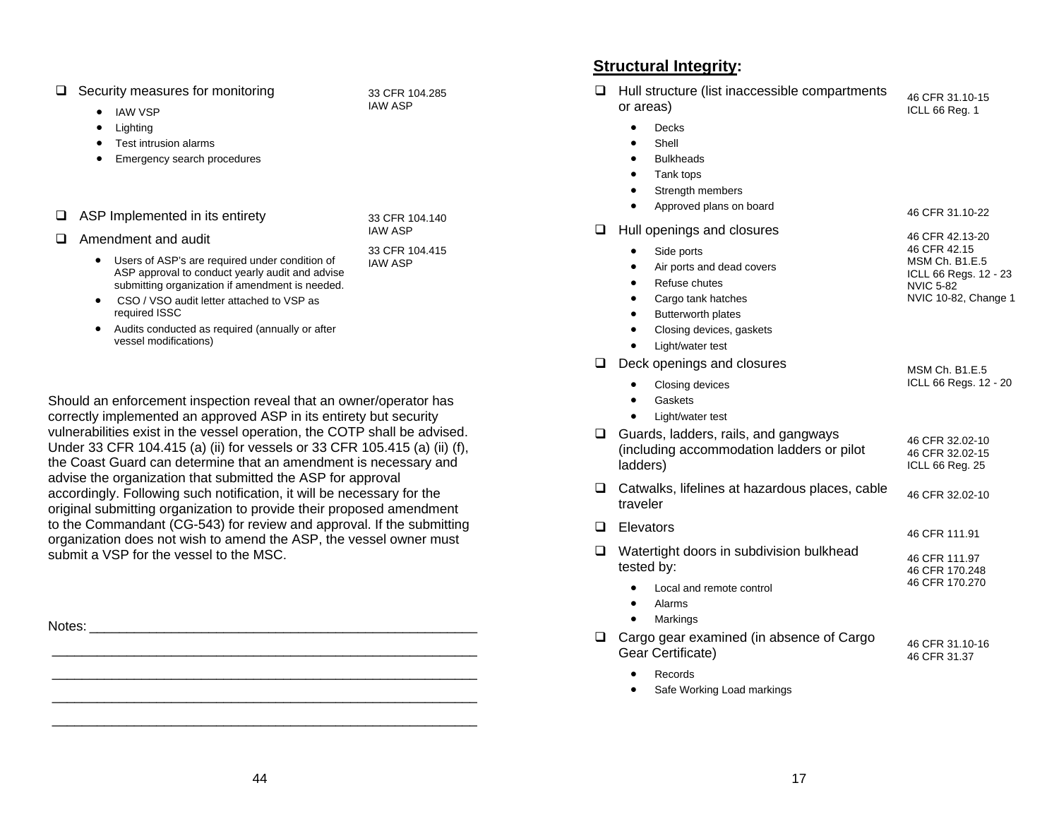- ☐ Security measures for monitoring — 33 CFR 104.285, IAW ASP
  - IAW VSP
  - Lighting
  - Test intrusion alarms
  - Emergency search procedures

- ☐ ASP Implemented in its entirety — 33 CFR 104.140, IAW ASP
- ☐ Amendment and audit — 33 CFR 104.415, IAW ASP
  - Users of ASP's are required under condition of ASP approval to conduct yearly audit and advise submitting organization if amendment is needed.
  - CSO / VSO audit letter attached to VSP as required ISSC
  - Audits conducted as required (annually or after vessel modifications)

Should an enforcement inspection reveal that an owner/operator has correctly implemented an approved ASP in its entirety but security vulnerabilities exist in the vessel operation, the COTP shall be advised. Under 33 CFR 104.415 (a) (ii) for vessels or 33 CFR 105.415 (a) (ii) (f), the Coast Guard can determine that an amendment is necessary and advise the organization that submitted the ASP for approval accordingly. Following such notification, it will be necessary for the original submitting organization to provide their proposed amendment to the Commandant (CG-543) for review and approval. If the submitting organization does not wish to amend the ASP, the vessel owner must submit a VSP for the vessel to the MSC.

Notes: ____________________________________________________

__________________________________________________________

__________________________________________________________

__________________________________________________________

__________________________________________________________

## Structural Integrity:

- ☐ Hull structure (list inaccessible compartments or areas) — 46 CFR 31.10-15, ICLL 66 Reg. 1
  - Decks
  - Shell
  - Bulkheads
  - Tank tops
  - Strength members
  - Approved plans on board — 46 CFR 31.10-22
- ☐ Hull openings and closures — 46 CFR 42.13-20, 46 CFR 42.15, MSM Ch. B1.E.5, ICLL 66 Regs. 12 - 23, NVIC 5-82, NVIC 10-82, Change 1
  - Side ports
  - Air ports and dead covers
  - Refuse chutes
  - Cargo tank hatches
  - Butterworth plates
  - Closing devices, gaskets
  - Light/water test
- ☐ Deck openings and closures — MSM Ch. B1.E.5, ICLL 66 Regs. 12 - 20
  - Closing devices
  - Gaskets
  - Light/water test
- ☐ Guards, ladders, rails, and gangways (including accommodation ladders or pilot ladders) — 46 CFR 32.02-10, 46 CFR 32.02-15, ICLL 66 Reg. 25
- ☐ Catwalks, lifelines at hazardous places, cable traveler — 46 CFR 32.02-10
- ☐ Elevators — 46 CFR 111.91
- ☐ Watertight doors in subdivision bulkhead tested by: — 46 CFR 111.97, 46 CFR 170.248, 46 CFR 170.270
  - Local and remote control
  - Alarms
  - Markings
- ☐ Cargo gear examined (in absence of Cargo Gear Certificate) — 46 CFR 31.10-16, 46 CFR 31.37
  - Records
  - Safe Working Load markings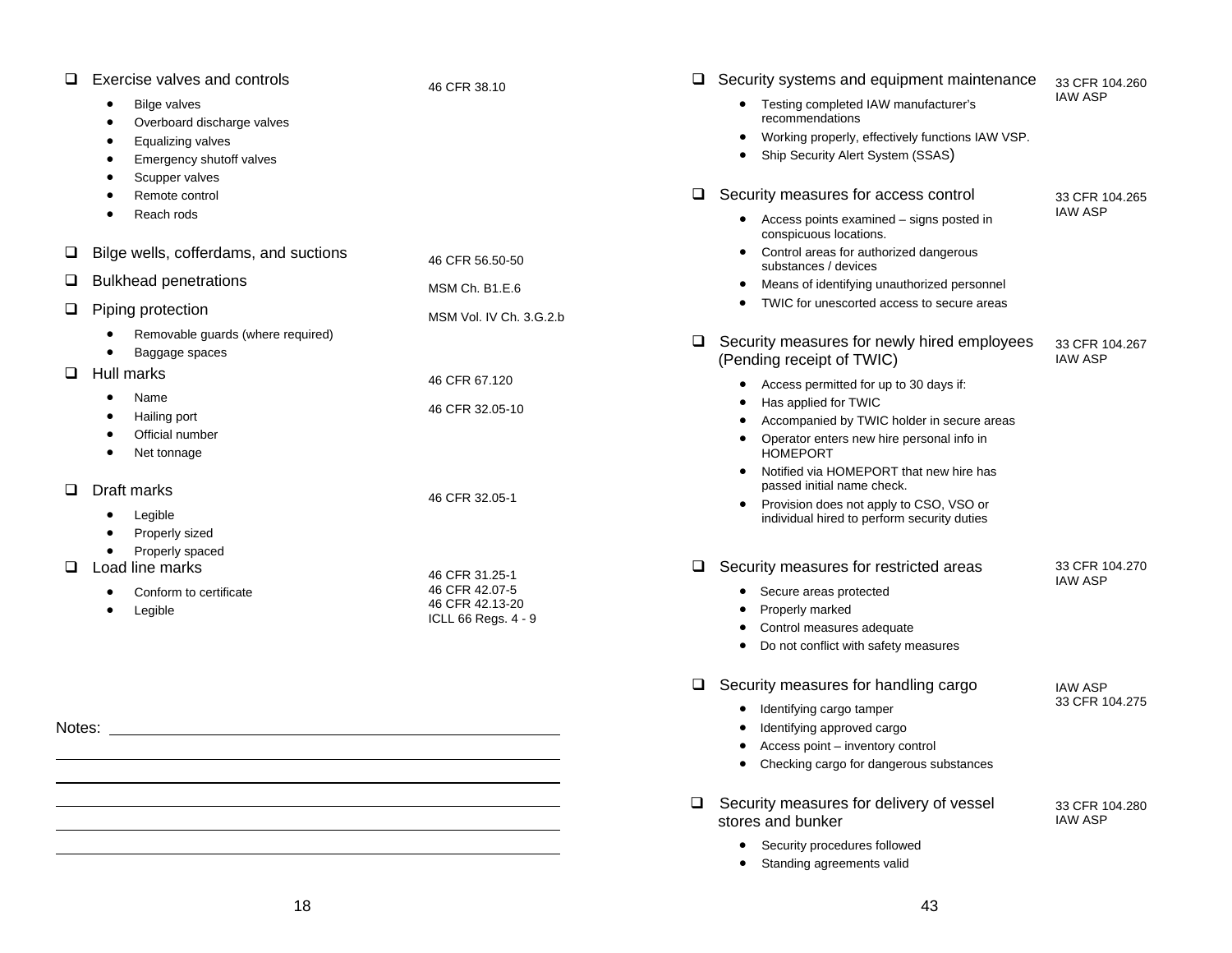- ☐ Exercise valves and controls — 46 CFR 38.10
  - Bilge valves
  - Overboard discharge valves
  - Equalizing valves
  - Emergency shutoff valves
  - Scupper valves
  - Remote control
  - Reach rods

- ☐ Bilge wells, cofferdams, and suctions — 46 CFR 56.50-50
- ☐ Bulkhead penetrations — MSM Ch. B1.E.6
- ☐ Piping protection — MSM Vol. IV Ch. 3.G.2.b
  - Removable guards (where required)
  - Baggage spaces
- ☐ Hull marks — 46 CFR 67.120, 46 CFR 32.05-10
  - Name
  - Hailing port
  - Official number
  - Net tonnage

- ☐ Draft marks — 46 CFR 32.05-1
  - Legible
  - Properly sized
  - Properly spaced
- ☐ Load line marks — 46 CFR 31.25-1, 46 CFR 42.07-5, 46 CFR 42.13-20, ICLL 66 Regs. 4 - 9
  - Conform to certificate
  - Legible

Notes: \_\_\_\_\_\_\_\_\_\_\_\_\_\_\_\_\_\_\_\_\_\_\_\_\_\_\_\_\_\_\_\_\_\_\_\_\_\_\_\_

- ☐ Security systems and equipment maintenance — 33 CFR 104.260, IAW ASP
  - Testing completed IAW manufacturer's recommendations
  - Working properly, effectively functions IAW VSP.
  - Ship Security Alert System (SSAS)

- ☐ Security measures for access control — 33 CFR 104.265, IAW ASP
  - Access points examined – signs posted in conspicuous locations.
  - Control areas for authorized dangerous substances / devices
  - Means of identifying unauthorized personnel
  - TWIC for unescorted access to secure areas

- ☐ Security measures for newly hired employees (Pending receipt of TWIC) — 33 CFR 104.267, IAW ASP
  - Access permitted for up to 30 days if:
  - Has applied for TWIC
  - Accompanied by TWIC holder in secure areas
  - Operator enters new hire personal info in HOMEPORT
  - Notified via HOMEPORT that new hire has passed initial name check.
  - Provision does not apply to CSO, VSO or individual hired to perform security duties

- ☐ Security measures for restricted areas — 33 CFR 104.270, IAW ASP
  - Secure areas protected
  - Properly marked
  - Control measures adequate
  - Do not conflict with safety measures

- ☐ Security measures for handling cargo — IAW ASP, 33 CFR 104.275
  - Identifying cargo tamper
  - Identifying approved cargo
  - Access point – inventory control
  - Checking cargo for dangerous substances

- ☐ Security measures for delivery of vessel stores and bunker — 33 CFR 104.280, IAW ASP
  - Security procedures followed
  - Standing agreements valid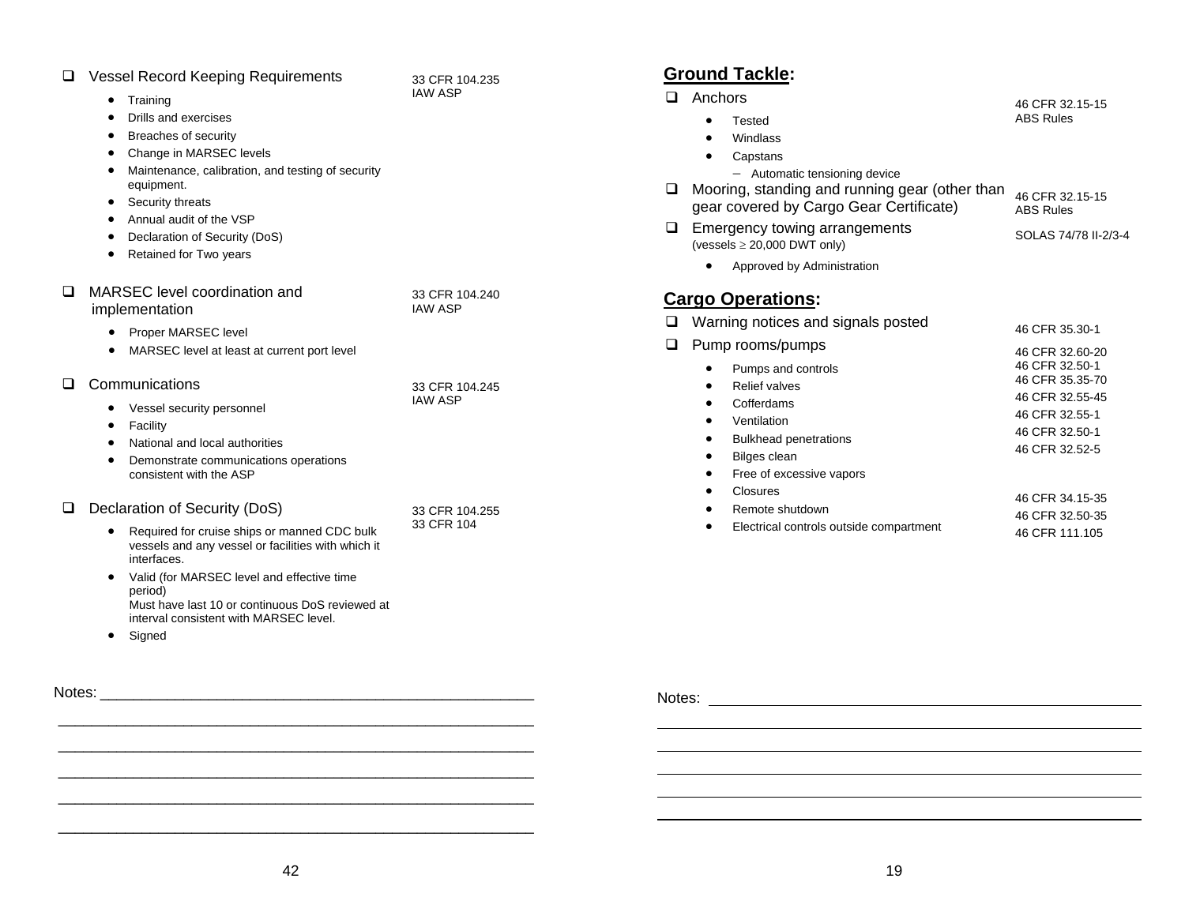- ☐ Vessel Record Keeping Requirements — 33 CFR 104.235 IAW ASP
  - Training
  - Drills and exercises
  - Breaches of security
  - Change in MARSEC levels
  - Maintenance, calibration, and testing of security equipment.
  - Security threats
  - Annual audit of the VSP
  - Declaration of Security (DoS)
  - Retained for Two years

- ☐ MARSEC level coordination and implementation — 33 CFR 104.240 IAW ASP
  - Proper MARSEC level
  - MARSEC level at least at current port level

- ☐ Communications — 33 CFR 104.245 IAW ASP
  - Vessel security personnel
  - Facility
  - National and local authorities
  - Demonstrate communications operations consistent with the ASP

- ☐ Declaration of Security (DoS) — 33 CFR 104.255, 33 CFR 104
  - Required for cruise ships or manned CDC bulk vessels and any vessel or facilities with which it interfaces.
  - Valid (for MARSEC level and effective time period)
    Must have last 10 or continuous DoS reviewed at interval consistent with MARSEC level.
  - Signed

Notes: ______________________________________________

______________________________________________

______________________________________________

______________________________________________

______________________________________________

## Ground Tackle:

- ☐ Anchors — 46 CFR 32.15-15, ABS Rules
  - Tested
  - Windlass
  - Capstans
    - Automatic tensioning device
- ☐ Mooring, standing and running gear (other than gear covered by Cargo Gear Certificate) — 46 CFR 32.15-15, ABS Rules
- ☐ Emergency towing arrangements (vessels ≥ 20,000 DWT only) — SOLAS 74/78 II-2/3-4
  - Approved by Administration

## Cargo Operations:

- ☐ Warning notices and signals posted — 46 CFR 35.30-1
- ☐ Pump rooms/pumps — 46 CFR 32.60-20
  - Pumps and controls — 46 CFR 32.50-1, 46 CFR 35.35-70
  - Relief valves — 46 CFR 32.55-45
  - Cofferdams — 46 CFR 32.55-1
  - Ventilation — 46 CFR 32.50-1
  - Bulkhead penetrations — 46 CFR 32.52-5
  - Bilges clean
  - Free of excessive vapors
  - Closures — 46 CFR 34.15-35
  - Remote shutdown — 46 CFR 32.50-35
  - Electrical controls outside compartment — 46 CFR 111.105

Notes: ______________________________________________

______________________________________________

______________________________________________

______________________________________________

______________________________________________

______________________________________________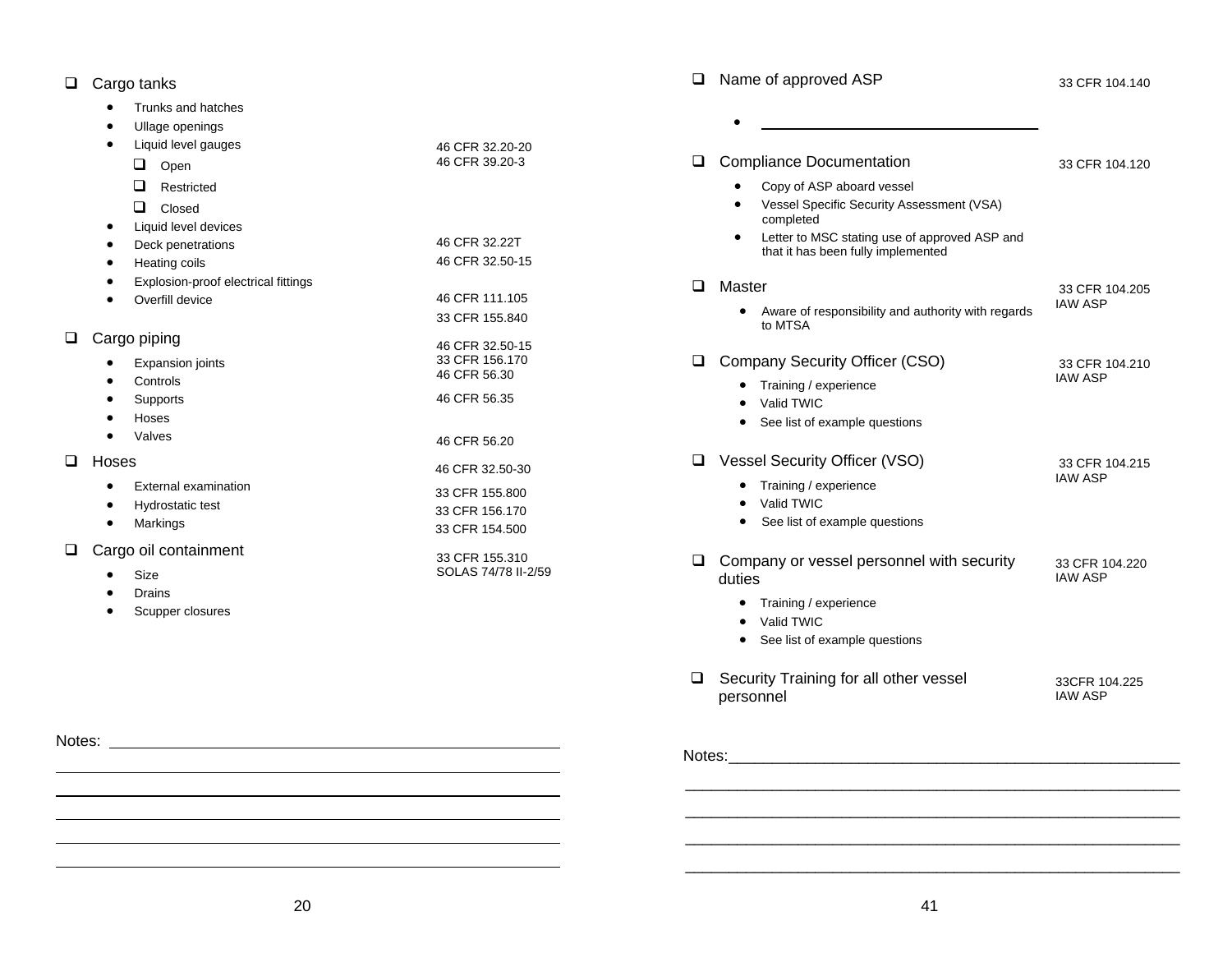- ☐ Cargo tanks
  - Trunks and hatches
  - Ullage openings
  - Liquid level gauges — 46 CFR 32.20-20, 46 CFR 39.20-3
    - ☐ Open
    - ☐ Restricted
    - ☐ Closed
  - Liquid level devices
  - Deck penetrations — 46 CFR 32.22T
  - Heating coils — 46 CFR 32.50-15
  - Explosion-proof electrical fittings
  - Overfill device — 46 CFR 111.105, 33 CFR 155.840

- ☐ Cargo piping — 46 CFR 32.50-15, 33 CFR 156.170
  - Expansion joints — 46 CFR 56.30
  - Controls
  - Supports — 46 CFR 56.35
  - Hoses
  - Valves — 46 CFR 56.20

- ☐ Hoses — 46 CFR 32.50-30
  - External examination — 33 CFR 155.800
  - Hydrostatic test — 33 CFR 156.170
  - Markings — 33 CFR 154.500

- ☐ Cargo oil containment — 33 CFR 155.310, SOLAS 74/78 II-2/59
  - Size
  - Drains
  - Scupper closures

Notes: ______________________________________________

______________________________________________

______________________________________________

______________________________________________

______________________________________________

______________________________________________

- ☐ Name of approved ASP — 33 CFR 104.140
  - ______________________________

- ☐ Compliance Documentation — 33 CFR 104.120
  - Copy of ASP aboard vessel
  - Vessel Specific Security Assessment (VSA) completed
  - Letter to MSC stating use of approved ASP and that it has been fully implemented

- ☐ Master — 33 CFR 104.205 IAW ASP
  - Aware of responsibility and authority with regards to MTSA

- ☐ Company Security Officer (CSO) — 33 CFR 104.210 IAW ASP
  - Training / experience
  - Valid TWIC
  - See list of example questions

- ☐ Vessel Security Officer (VSO) — 33 CFR 104.215 IAW ASP
  - Training / experience
  - Valid TWIC
  - See list of example questions

- ☐ Company or vessel personnel with security duties — 33 CFR 104.220 IAW ASP
  - Training / experience
  - Valid TWIC
  - See list of example questions

- ☐ Security Training for all other vessel personnel — 33CFR 104.225 IAW ASP

Notes:______________________________________________

______________________________________________

______________________________________________

______________________________________________

______________________________________________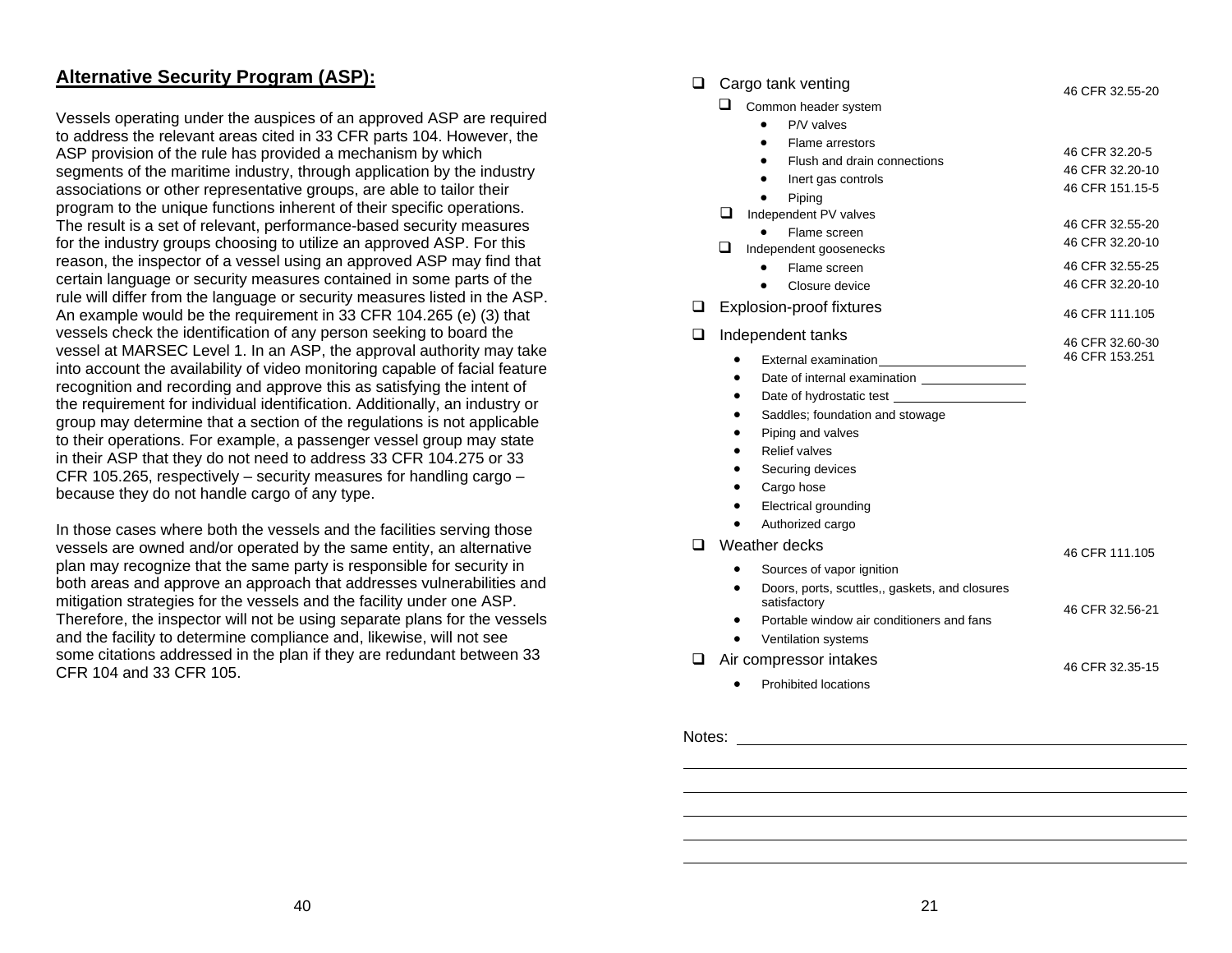## Alternative Security Program (ASP):

Vessels operating under the auspices of an approved ASP are required to address the relevant areas cited in 33 CFR parts 104. However, the ASP provision of the rule has provided a mechanism by which segments of the maritime industry, through application by the industry associations or other representative groups, are able to tailor their program to the unique functions inherent of their specific operations. The result is a set of relevant, performance-based security measures for the industry groups choosing to utilize an approved ASP. For this reason, the inspector of a vessel using an approved ASP may find that certain language or security measures contained in some parts of the rule will differ from the language or security measures listed in the ASP. An example would be the requirement in 33 CFR 104.265 (e) (3) that vessels check the identification of any person seeking to board the vessel at MARSEC Level 1. In an ASP, the approval authority may take into account the availability of video monitoring capable of facial feature recognition and recording and approve this as satisfying the intent of the requirement for individual identification. Additionally, an industry or group may determine that a section of the regulations is not applicable to their operations. For example, a passenger vessel group may state in their ASP that they do not need to address 33 CFR 104.275 or 33 CFR 105.265, respectively – security measures for handling cargo – because they do not handle cargo of any type.

In those cases where both the vessels and the facilities serving those vessels are owned and/or operated by the same entity, an alternative plan may recognize that the same party is responsible for security in both areas and approve an approach that addresses vulnerabilities and mitigation strategies for the vessels and the facility under one ASP. Therefore, the inspector will not be using separate plans for the vessels and the facility to determine compliance and, likewise, will not see some citations addressed in the plan if they are redundant between 33 CFR 104 and 33 CFR 105.

- ❑ Cargo tank venting — 46 CFR 32.55-20
  - ❑ Common header system
    - P/V valves
    - Flame arrestors — 46 CFR 32.20-5
    - Flush and drain connections — 46 CFR 32.20-10
    - Inert gas controls — 46 CFR 151.15-5
    - Piping
  - ❑ Independent PV valves — 46 CFR 32.55-20
    - Flame screen — 46 CFR 32.20-10
  - ❑ Independent goosenecks
    - Flame screen — 46 CFR 32.55-25
    - Closure device — 46 CFR 32.20-10
- ❑ Explosion-proof fixtures — 46 CFR 111.105
- ❑ Independent tanks — 46 CFR 32.60-30, 46 CFR 153.251
  - External examination \_\_\_\_\_\_\_\_\_\_\_\_\_\_\_\_
  - Date of internal examination \_\_\_\_\_\_\_\_\_\_\_\_\_\_\_\_
  - Date of hydrostatic test \_\_\_\_\_\_\_\_\_\_\_\_\_\_\_\_
  - Saddles; foundation and stowage
  - Piping and valves
  - Relief valves
  - Securing devices
  - Cargo hose
  - Electrical grounding
  - Authorized cargo
- ❑ Weather decks — 46 CFR 111.105
  - Sources of vapor ignition
  - Doors, ports, scuttles,, gaskets, and closures satisfactory — 46 CFR 32.56-21
  - Portable window air conditioners and fans
  - Ventilation systems
- ❑ Air compressor intakes — 46 CFR 32.35-15
  - Prohibited locations

Notes: \_\_\_\_\_\_\_\_\_\_\_\_\_\_\_\_\_\_\_\_\_\_\_\_\_\_\_\_\_\_\_\_\_\_\_\_\_\_\_\_\_\_\_\_\_\_\_\_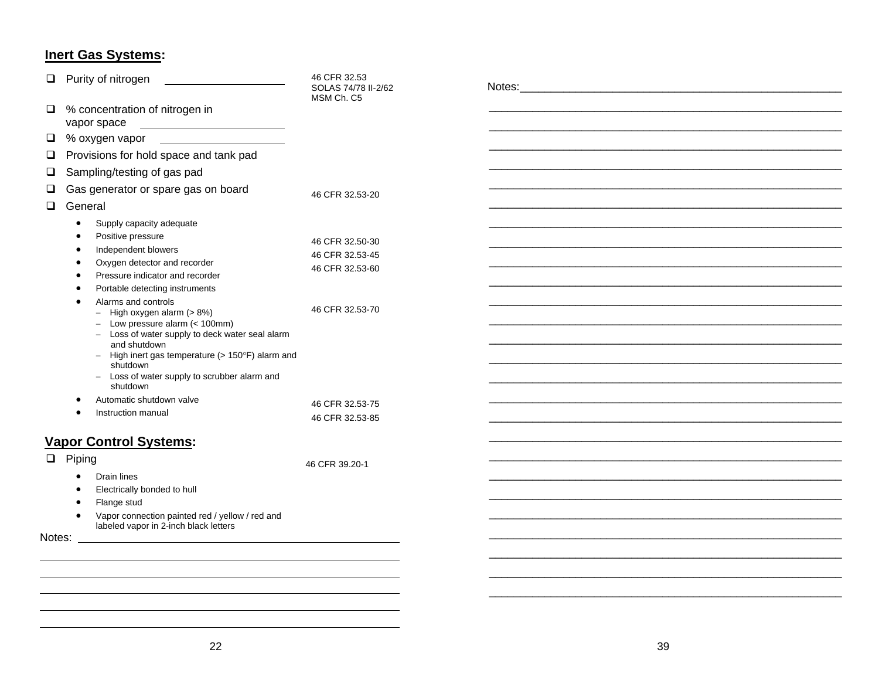## **Inert Gas Systems:**

| Item | Reference |
| --- | --- |
| ❑ Purity of nitrogen ____________ | 46 CFR 32.53<br>SOLAS 74/78 II-2/62<br>MSM Ch. C5 |
| ❑ % concentration of nitrogen in vapor space ____________ | |
| ❑ % oxygen vapor ____________ | |
| ❑ Provisions for hold space and tank pad | |
| ❑ Sampling/testing of gas pad | |
| ❑ Gas generator or spare gas on board | 46 CFR 32.53-20 |
| ❑ General | |
| • Supply capacity adequate | |
| • Positive pressure | 46 CFR 32.50-30 |
| • Independent blowers | 46 CFR 32.53-45 |
| • Oxygen detector and recorder | 46 CFR 32.53-60 |
| • Pressure indicator and recorder | |
| • Portable detecting instruments | |
| • Alarms and controls | 46 CFR 32.53-70 |
| – High oxygen alarm (> 8%) | |
| – Low pressure alarm (< 100mm) | |
| – Loss of water supply to deck water seal alarm and shutdown | |
| – High inert gas temperature (> 150°F) alarm and shutdown | |
| – Loss of water supply to scrubber alarm and shutdown | |
| • Automatic shutdown valve | 46 CFR 32.53-75 |
| • Instruction manual | 46 CFR 32.53-85 |

## **Vapor Control Systems:**

| Item | Reference |
| --- | --- |
| ❑ Piping | 46 CFR 39.20-1 |
| • Drain lines | |
| • Electrically bonded to hull | |
| • Flange stud | |
| • Vapor connection painted red / yellow / red and labeled vapor in 2-inch black letters | |

Notes: ____________________________________________

____________________________________________

____________________________________________

____________________________________________

____________________________________________

____________________________________________

Notes: ____________________________________________

____________________________________________

____________________________________________

____________________________________________

____________________________________________

____________________________________________

____________________________________________

____________________________________________

____________________________________________

____________________________________________

____________________________________________

____________________________________________

____________________________________________

____________________________________________

____________________________________________

____________________________________________

____________________________________________

____________________________________________

____________________________________________

____________________________________________

____________________________________________

____________________________________________

____________________________________________

____________________________________________

____________________________________________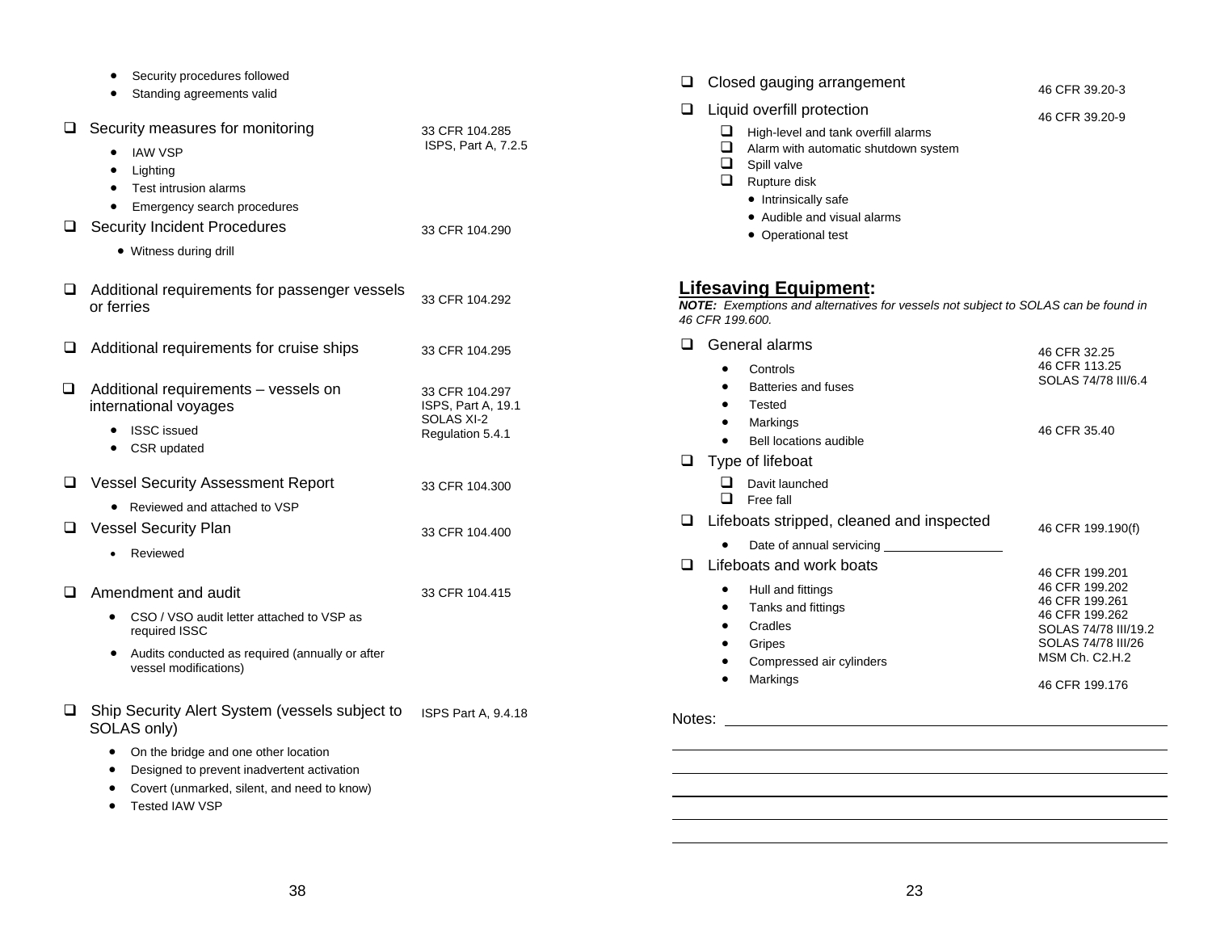- Security procedures followed
- Standing agreements valid

| Item | Reference |
|---|---|
| ❑ Security measures for monitoring<br>• IAW VSP<br>• Lighting<br>• Test intrusion alarms<br>• Emergency search procedures | 33 CFR 104.285<br>ISPS, Part A, 7.2.5 |
| ❑ Security Incident Procedures<br>• Witness during drill | 33 CFR 104.290 |
| ❑ Additional requirements for passenger vessels or ferries | 33 CFR 104.292 |
| ❑ Additional requirements for cruise ships | 33 CFR 104.295 |
| ❑ Additional requirements – vessels on international voyages<br>• ISSC issued<br>• CSR updated | 33 CFR 104.297<br>ISPS, Part A, 19.1<br>SOLAS XI-2 Regulation 5.4.1 |
| ❑ Vessel Security Assessment Report<br>• Reviewed and attached to VSP | 33 CFR 104.300 |
| ❑ Vessel Security Plan<br>• Reviewed | 33 CFR 104.400 |
| ❑ Amendment and audit<br>• CSO / VSO audit letter attached to VSP as required ISSC<br>• Audits conducted as required (annually or after vessel modifications) | 33 CFR 104.415 |
| ❑ Ship Security Alert System (vessels subject to SOLAS only)<br>• On the bridge and one other location<br>• Designed to prevent inadvertent activation<br>• Covert (unmarked, silent, and need to know)<br>• Tested IAW VSP | ISPS Part A, 9.4.18 |

| Item | Reference |
|---|---|
| ❑ Closed gauging arrangement | 46 CFR 39.20-3 |
| ❑ Liquid overfill protection<br>❑ High-level and tank overfill alarms<br>❑ Alarm with automatic shutdown system<br>❑ Spill valve<br>❑ Rupture disk<br>• Intrinsically safe<br>• Audible and visual alarms<br>• Operational test | 46 CFR 39.20-9 |

## Lifesaving Equipment:

***NOTE:*** *Exemptions and alternatives for vessels not subject to SOLAS can be found in 46 CFR 199.600.*

| Item | Reference |
|---|---|
| ❑ General alarms<br>• Controls<br>• Batteries and fuses<br>• Tested<br>• Markings<br>• Bell locations audible | 46 CFR 32.25<br>46 CFR 113.25<br>SOLAS 74/78 III/6.4<br>46 CFR 35.40 |
| ❑ Type of lifeboat<br>❑ Davit launched<br>❑ Free fall | |
| ❑ Lifeboats stripped, cleaned and inspected<br>• Date of annual servicing ________________ | 46 CFR 199.190(f) |
| ❑ Lifeboats and work boats<br>• Hull and fittings<br>• Tanks and fittings<br>• Cradles<br>• Gripes<br>• Compressed air cylinders<br>• Markings | 46 CFR 199.201<br>46 CFR 199.202<br>46 CFR 199.261<br>46 CFR 199.262<br>SOLAS 74/78 III/19.2<br>SOLAS 74/78 III/26<br>MSM Ch. C2.H.2<br>46 CFR 199.176 |

Notes: ________________________________________________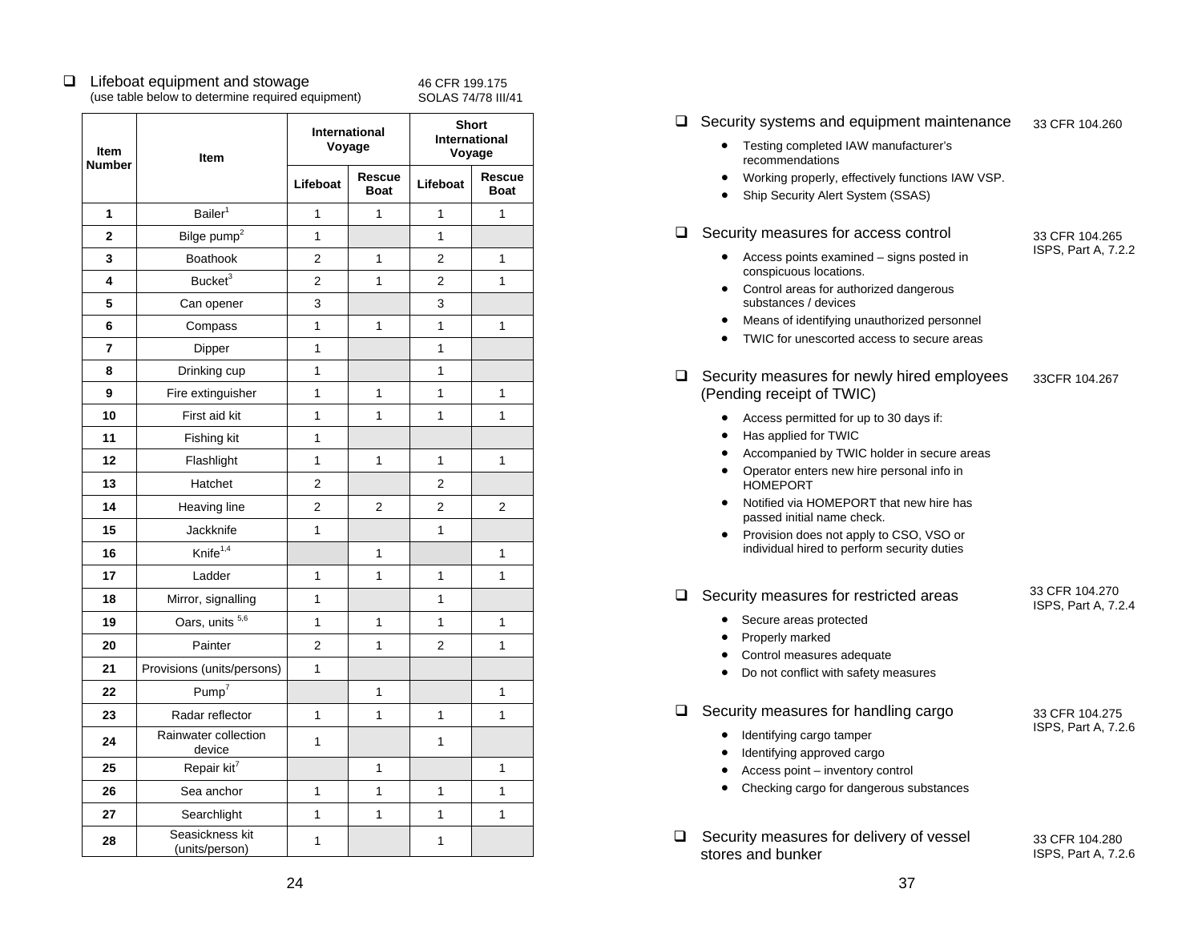- ☐ Lifeboat equipment and stowage (use table below to determine required equipment) — 46 CFR 199.175, SOLAS 74/78 III/41

| Item Number | Item | International Voyage | | Short International Voyage | |
|---|---|---|---|---|---|
| | | Lifeboat | Rescue Boat | Lifeboat | Rescue Boat |
| 1 | Bailer[1] | 1 | 1 | 1 | 1 |
| 2 | Bilge pump[2] | 1 | | 1 | |
| 3 | Boathook | 2 | 1 | 2 | 1 |
| 4 | Bucket[3] | 2 | 1 | 2 | 1 |
| 5 | Can opener | 3 | | 3 | |
| 6 | Compass | 1 | 1 | 1 | 1 |
| 7 | Dipper | 1 | | 1 | |
| 8 | Drinking cup | 1 | | 1 | |
| 9 | Fire extinguisher | 1 | 1 | 1 | 1 |
| 10 | First aid kit | 1 | 1 | 1 | 1 |
| 11 | Fishing kit | 1 | | | |
| 12 | Flashlight | 1 | 1 | 1 | 1 |
| 13 | Hatchet | 2 | | 2 | |
| 14 | Heaving line | 2 | 2 | 2 | 2 |
| 15 | Jackknife | 1 | | 1 | |
| 16 | Knife[1,4] | | 1 | | 1 |
| 17 | Ladder | 1 | 1 | 1 | 1 |
| 18 | Mirror, signalling | 1 | | 1 | |
| 19 | Oars, units [5,6] | 1 | 1 | 1 | 1 |
| 20 | Painter | 2 | 1 | 2 | 1 |
| 21 | Provisions (units/persons) | 1 | | | |
| 22 | Pump[7] | | 1 | | 1 |
| 23 | Radar reflector | 1 | 1 | 1 | 1 |
| 24 | Rainwater collection device | 1 | | 1 | |
| 25 | Repair kit[7] | | 1 | | 1 |
| 26 | Sea anchor | 1 | 1 | 1 | 1 |
| 27 | Searchlight | 1 | 1 | 1 | 1 |
| 28 | Seasickness kit (units/person) | 1 | | 1 | |

- ☐ Security systems and equipment maintenance — 33 CFR 104.260
  - Testing completed IAW manufacturer's recommendations
  - Working properly, effectively functions IAW VSP.
  - Ship Security Alert System (SSAS)

- ☐ Security measures for access control — 33 CFR 104.265, ISPS, Part A, 7.2.2
  - Access points examined – signs posted in conspicuous locations.
  - Control areas for authorized dangerous substances / devices
  - Means of identifying unauthorized personnel
  - TWIC for unescorted access to secure areas

- ☐ Security measures for newly hired employees (Pending receipt of TWIC) — 33CFR 104.267
  - Access permitted for up to 30 days if:
  - Has applied for TWIC
  - Accompanied by TWIC holder in secure areas
  - Operator enters new hire personal info in HOMEPORT
  - Notified via HOMEPORT that new hire has passed initial name check.
  - Provision does not apply to CSO, VSO or individual hired to perform security duties

- ☐ Security measures for restricted areas — 33 CFR 104.270, ISPS, Part A, 7.2.4
  - Secure areas protected
  - Properly marked
  - Control measures adequate
  - Do not conflict with safety measures

- ☐ Security measures for handling cargo — 33 CFR 104.275, ISPS, Part A, 7.2.6
  - Identifying cargo tamper
  - Identifying approved cargo
  - Access point – inventory control
  - Checking cargo for dangerous substances

- ☐ Security measures for delivery of vessel stores and bunker — 33 CFR 104.280, ISPS, Part A, 7.2.6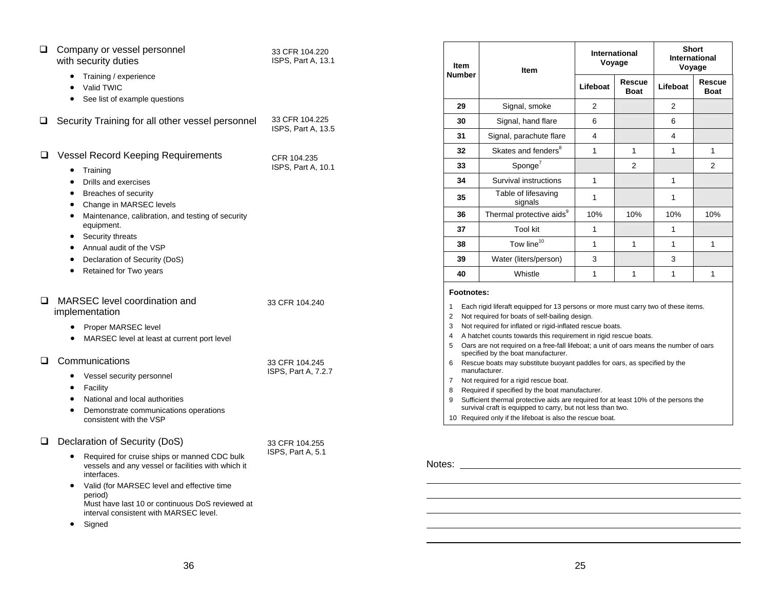- ❑ Company or vessel personnel with security duties — 33 CFR 104.220, ISPS, Part A, 13.1
  - Training / experience
  - Valid TWIC
  - See list of example questions

- ❑ Security Training for all other vessel personnel — 33 CFR 104.225, ISPS, Part A, 13.5

- ❑ Vessel Record Keeping Requirements — CFR 104.235, ISPS, Part A, 10.1
  - Training
  - Drills and exercises
  - Breaches of security
  - Change in MARSEC levels
  - Maintenance, calibration, and testing of security equipment.
  - Security threats
  - Annual audit of the VSP
  - Declaration of Security (DoS)
  - Retained for Two years

- ❑ MARSEC level coordination and implementation — 33 CFR 104.240
  - Proper MARSEC level
  - MARSEC level at least at current port level

- ❑ Communications — 33 CFR 104.245, ISPS, Part A, 7.2.7
  - Vessel security personnel
  - Facility
  - National and local authorities
  - Demonstrate communications operations consistent with the VSP

- ❑ Declaration of Security (DoS) — 33 CFR 104.255, ISPS, Part A, 5.1
  - Required for cruise ships or manned CDC bulk vessels and any vessel or facilities with which it interfaces.
  - Valid (for MARSEC level and effective time period)
    Must have last 10 or continuous DoS reviewed at interval consistent with MARSEC level.
  - Signed

| Item Number | Item | International Voyage | | Short International Voyage | |
|---|---|---|---|---|---|
| | | Lifeboat | Rescue Boat | Lifeboat | Rescue Boat |
| 29 | Signal, smoke | 2 | | 2 | |
| 30 | Signal, hand flare | 6 | | 6 | |
| 31 | Signal, parachute flare | 4 | | 4 | |
| 32 | Skates and fenders[8] | 1 | 1 | 1 | 1 |
| 33 | Sponge[7] | | 2 | | 2 |
| 34 | Survival instructions | 1 | | 1 | |
| 35 | Table of lifesaving signals | 1 | | 1 | |
| 36 | Thermal protective aids[9] | 10% | 10% | 10% | 10% |
| 37 | Tool kit | 1 | | 1 | |
| 38 | Tow line[10] | 1 | 1 | 1 | 1 |
| 39 | Water (liters/person) | 3 | | 3 | |
| 40 | Whistle | 1 | 1 | 1 | 1 |

**Footnotes:**

1. Each rigid liferaft equipped for 13 persons or more must carry two of these items.
2. Not required for boats of self-bailing design.
3. Not required for inflated or rigid-inflated rescue boats.
4. A hatchet counts towards this requirement in rigid rescue boats.
5. Oars are not required on a free-fall lifeboat; a unit of oars means the number of oars specified by the boat manufacturer.
6. Rescue boats may substitute buoyant paddles for oars, as specified by the manufacturer.
7. Not required for a rigid rescue boat.
8. Required if specified by the boat manufacturer.
9. Sufficient thermal protective aids are required for at least 10% of the persons the survival craft is equipped to carry, but not less than two.
10. Required only if the lifeboat is also the rescue boat.

Notes: ______________________________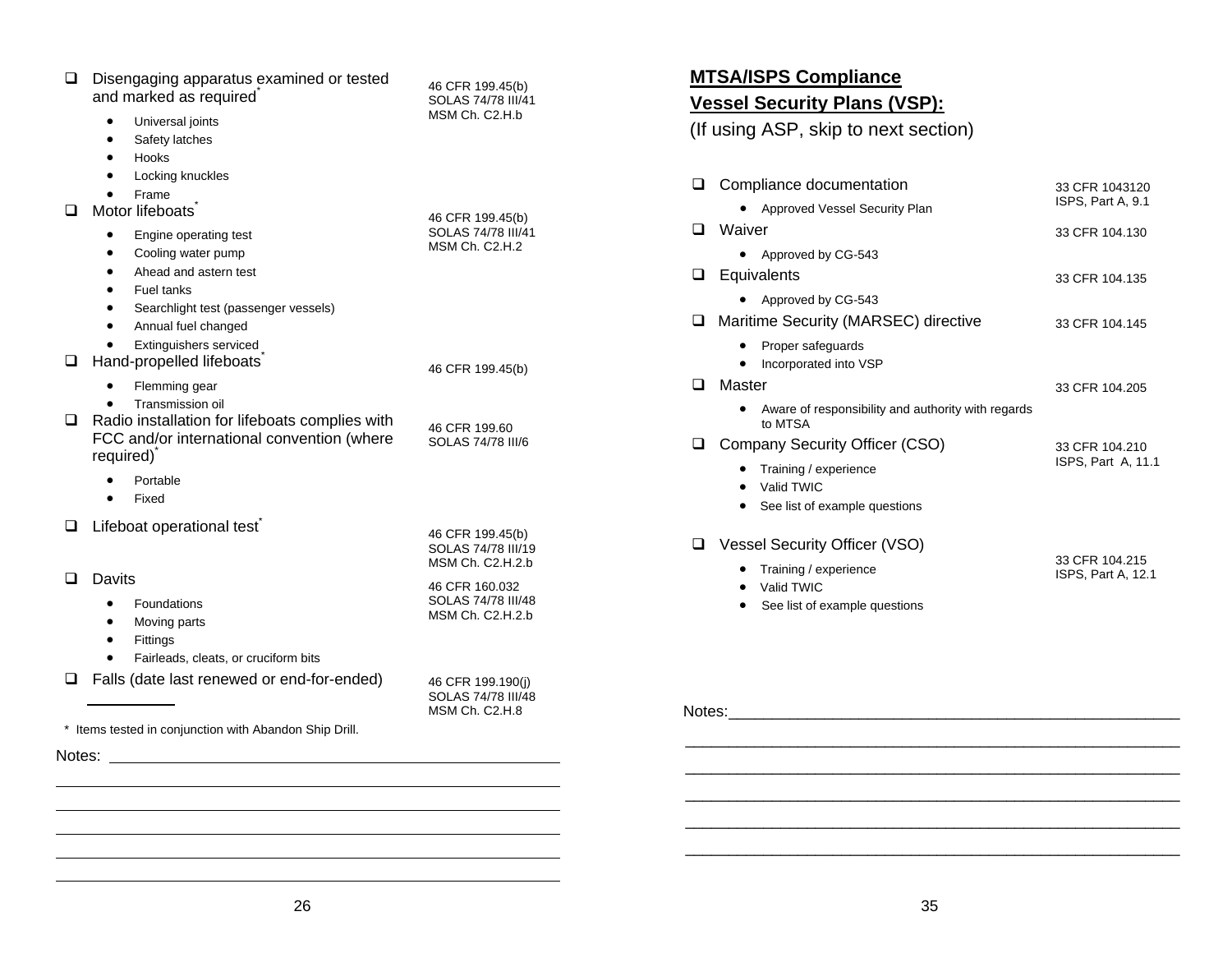| Item | Reference |
|---|---|
| ☐ Disengaging apparatus examined or tested and marked as required* | 46 CFR 199.45(b)<br>SOLAS 74/78 III/41<br>MSM Ch. C2.H.b |
| • Universal joints<br>• Safety latches<br>• Hooks<br>• Locking knuckles<br>• Frame | |
| ☐ Motor lifeboats* | 46 CFR 199.45(b)<br>SOLAS 74/78 III/41<br>MSM Ch. C2.H.2 |
| • Engine operating test<br>• Cooling water pump<br>• Ahead and astern test<br>• Fuel tanks<br>• Searchlight test (passenger vessels)<br>• Annual fuel changed<br>• Extinguishers serviced | |
| ☐ Hand-propelled lifeboats* | 46 CFR 199.45(b) |
| • Flemming gear<br>• Transmission oil | |
| ☐ Radio installation for lifeboats complies with FCC and/or international convention (where required)* | 46 CFR 199.60<br>SOLAS 74/78 III/6 |
| • Portable<br>• Fixed | |
| ☐ Lifeboat operational test* | 46 CFR 199.45(b)<br>SOLAS 74/78 III/19<br>MSM Ch. C2.H.2.b |
| ☐ Davits | 46 CFR 160.032<br>SOLAS 74/78 III/48<br>MSM Ch. C2.H.2.b |
| • Foundations<br>• Moving parts<br>• Fittings<br>• Fairleads, cleats, or cruciform bits | |
| ☐ Falls (date last renewed or end-for-ended) __________ | 46 CFR 199.190(j)<br>SOLAS 74/78 III/48<br>MSM Ch. C2.H.8 |

\* Items tested in conjunction with Abandon Ship Drill.

Notes: ____________________________________________

____________________________________________

____________________________________________

____________________________________________

____________________________________________

____________________________________________

## MTSA/ISPS Compliance

## Vessel Security Plans (VSP):

(If using ASP, skip to next section)

| Item | Reference |
|---|---|
| ☐ Compliance documentation | 33 CFR 1043120<br>ISPS, Part A, 9.1 |
| • Approved Vessel Security Plan | |
| ☐ Waiver | 33 CFR 104.130 |
| • Approved by CG-543 | |
| ☐ Equivalents | 33 CFR 104.135 |
| • Approved by CG-543 | |
| ☐ Maritime Security (MARSEC) directive | 33 CFR 104.145 |
| • Proper safeguards<br>• Incorporated into VSP | |
| ☐ Master | 33 CFR 104.205 |
| • Aware of responsibility and authority with regards to MTSA | |
| ☐ Company Security Officer (CSO) | 33 CFR 104.210<br>ISPS, Part A, 11.1 |
| • Training / experience<br>• Valid TWIC<br>• See list of example questions | |
| ☐ Vessel Security Officer (VSO) | 33 CFR 104.215<br>ISPS, Part A, 12.1 |
| • Training / experience<br>• Valid TWIC<br>• See list of example questions | |

Notes: ____________________________________________

____________________________________________

____________________________________________

____________________________________________

____________________________________________

____________________________________________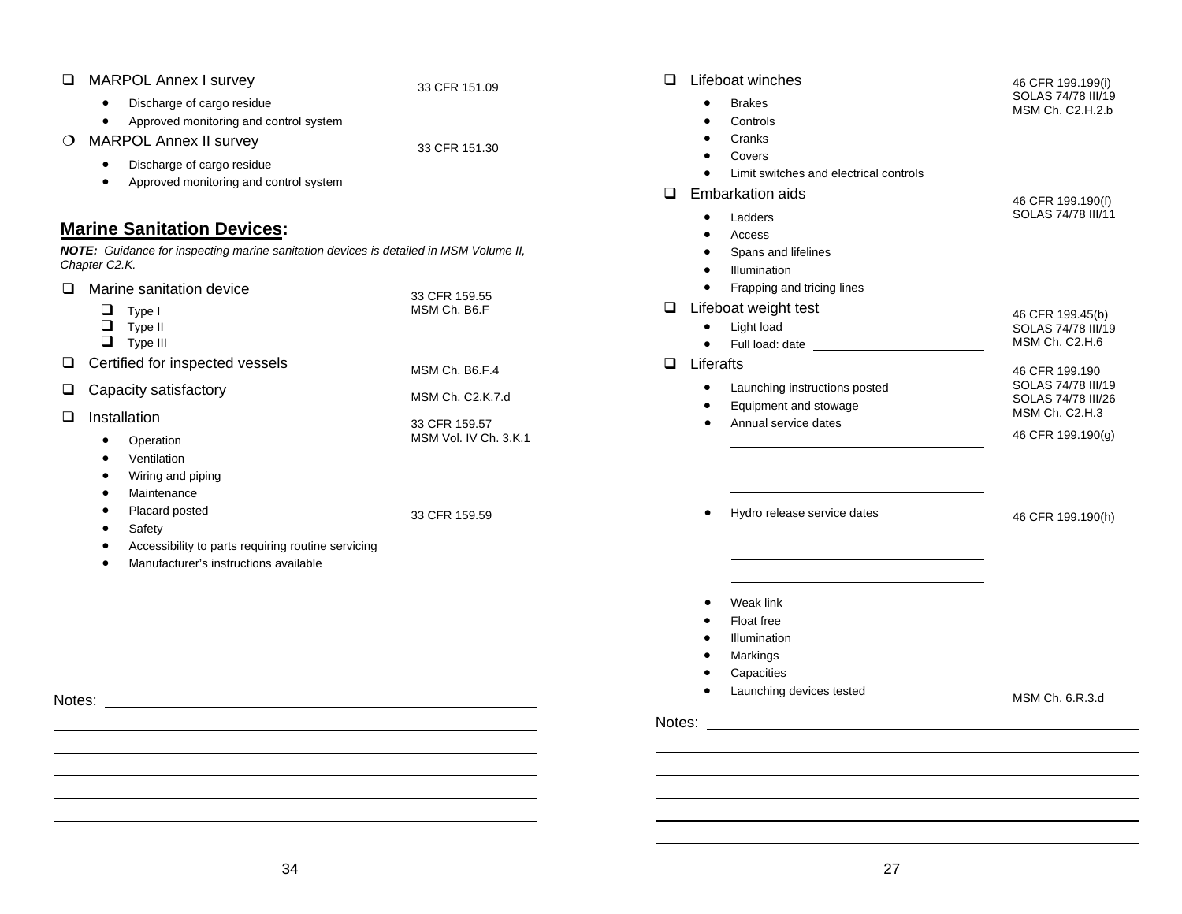- [ ] MARPOL Annex I survey — 33 CFR 151.09
  - Discharge of cargo residue
  - Approved monitoring and control system
- ○ MARPOL Annex II survey — 33 CFR 151.30
  - Discharge of cargo residue
  - Approved monitoring and control system

## **Marine Sanitation Devices:**

***NOTE:** Guidance for inspecting marine sanitation devices is detailed in MSM Volume II, Chapter C2.K.*

- [ ] Marine sanitation device — 33 CFR 159.55, MSM Ch. B6.F
  - [ ] Type I
  - [ ] Type II
  - [ ] Type III
- [ ] Certified for inspected vessels — MSM Ch. B6.F.4
- [ ] Capacity satisfactory — MSM Ch. C2.K.7.d
- [ ] Installation — 33 CFR 159.57, MSM Vol. IV Ch. 3.K.1
  - Operation
  - Ventilation
  - Wiring and piping
  - Maintenance
  - Placard posted — 33 CFR 159.59
  - Safety
  - Accessibility to parts requiring routine servicing
  - Manufacturer's instructions available

Notes: ______________________________

______________________________

______________________________

______________________________

______________________________

______________________________

- [ ] Lifeboat winches — 46 CFR 199.199(i), SOLAS 74/78 III/19, MSM Ch. C2.H.2.b
  - Brakes
  - Controls
  - Cranks
  - Covers
  - Limit switches and electrical controls
- [ ] Embarkation aids — 46 CFR 199.190(f), SOLAS 74/78 III/11
  - Ladders
  - Access
  - Spans and lifelines
  - Illumination
  - Frapping and tricing lines
- [ ] Lifeboat weight test — 46 CFR 199.45(b), SOLAS 74/78 III/19, MSM Ch. C2.H.6
  - Light load
  - Full load: date ______________________________
- [ ] Liferafts — 46 CFR 199.190, SOLAS 74/78 III/19, SOLAS 74/78 III/26, MSM Ch. C2.H.3
  - Launching instructions posted
  - Equipment and stowage
  - Annual service dates — 46 CFR 199.190(g)

    ______________________________

    ______________________________

    ______________________________
  - Hydro release service dates — 46 CFR 199.190(h)

    ______________________________

    ______________________________

    ______________________________
  - Weak link
  - Float free
  - Illumination
  - Markings
  - Capacities
  - Launching devices tested — MSM Ch. 6.R.3.d

Notes: ______________________________

______________________________

______________________________

______________________________

______________________________

______________________________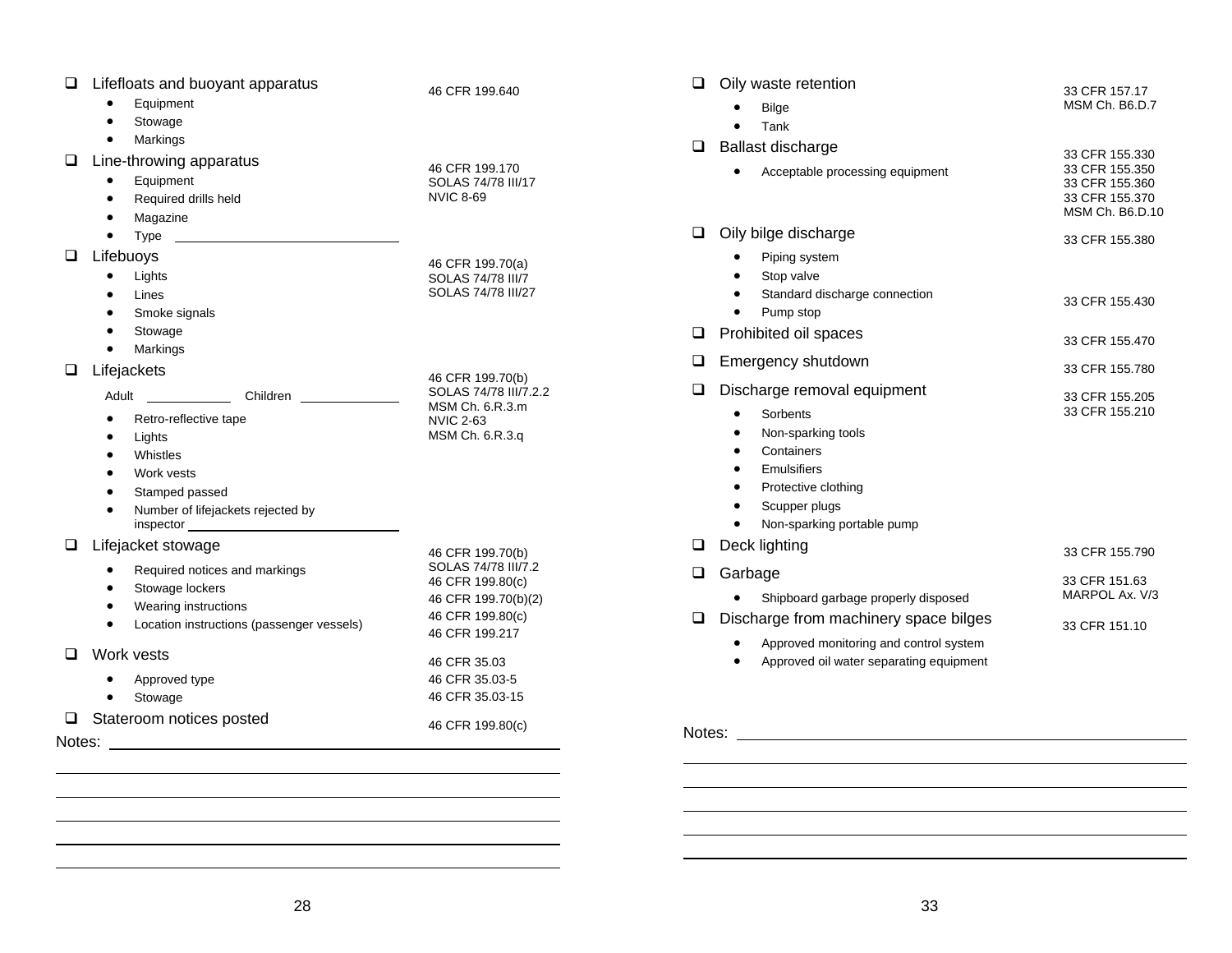- ❑ Lifefloats and buoyant apparatus — 46 CFR 199.640
  - Equipment
  - Stowage
  - Markings
- ❑ Line-throwing apparatus — 46 CFR 199.170; SOLAS 74/78 III/17; NVIC 8-69
  - Equipment
  - Required drills held
  - Magazine
  - Type \_\_\_\_\_\_\_\_\_\_\_\_\_\_\_\_\_\_\_\_
- ❑ Lifebuoys — 46 CFR 199.70(a); SOLAS 74/78 III/7; SOLAS 74/78 III/27
  - Lights
  - Lines
  - Smoke signals
  - Stowage
  - Markings
- ❑ Lifejackets — 46 CFR 199.70(b); SOLAS 74/78 III/7.2.2; MSM Ch. 6.R.3.m; NVIC 2-63; MSM Ch. 6.R.3.q

  Adult \_\_\_\_\_\_\_\_\_\_ Children \_\_\_\_\_\_\_\_\_\_
  - Retro-reflective tape
  - Lights
  - Whistles
  - Work vests
  - Stamped passed
  - Number of lifejackets rejected by inspector \_\_\_\_\_\_\_\_\_\_\_\_\_\_\_\_\_\_\_\_
- ❑ Lifejacket stowage — 46 CFR 199.70(b); SOLAS 74/78 III/7.2
  - Required notices and markings — 46 CFR 199.80(c)
  - Stowage lockers — 46 CFR 199.70(b)(2)
  - Wearing instructions — 46 CFR 199.80(c)
  - Location instructions (passenger vessels) — 46 CFR 199.217
- ❑ Work vests — 46 CFR 35.03
  - Approved type — 46 CFR 35.03-5
  - Stowage — 46 CFR 35.03-15
- ❑ Stateroom notices posted — 46 CFR 199.80(c)

Notes: \_\_\_\_\_\_\_\_\_\_\_\_\_\_\_\_\_\_\_\_\_\_\_\_\_\_\_\_\_\_\_\_\_\_\_\_\_\_\_\_

- ❑ Oily waste retention — 33 CFR 157.17; MSM Ch. B6.D.7
  - Bilge
  - Tank
- ❑ Ballast discharge — 33 CFR 155.330; 33 CFR 155.350; 33 CFR 155.360; 33 CFR 155.370; MSM Ch. B6.D.10
  - Acceptable processing equipment
- ❑ Oily bilge discharge — 33 CFR 155.380
  - Piping system
  - Stop valve
  - Standard discharge connection — 33 CFR 155.430
  - Pump stop
- ❑ Prohibited oil spaces — 33 CFR 155.470
- ❑ Emergency shutdown — 33 CFR 155.780
- ❑ Discharge removal equipment — 33 CFR 155.205; 33 CFR 155.210
  - Sorbents
  - Non-sparking tools
  - Containers
  - Emulsifiers
  - Protective clothing
  - Scupper plugs
  - Non-sparking portable pump
- ❑ Deck lighting — 33 CFR 155.790
- ❑ Garbage — 33 CFR 151.63; MARPOL Ax. V/3
  - Shipboard garbage properly disposed
- ❑ Discharge from machinery space bilges — 33 CFR 151.10
  - Approved monitoring and control system
  - Approved oil water separating equipment

Notes: \_\_\_\_\_\_\_\_\_\_\_\_\_\_\_\_\_\_\_\_\_\_\_\_\_\_\_\_\_\_\_\_\_\_\_\_\_\_\_\_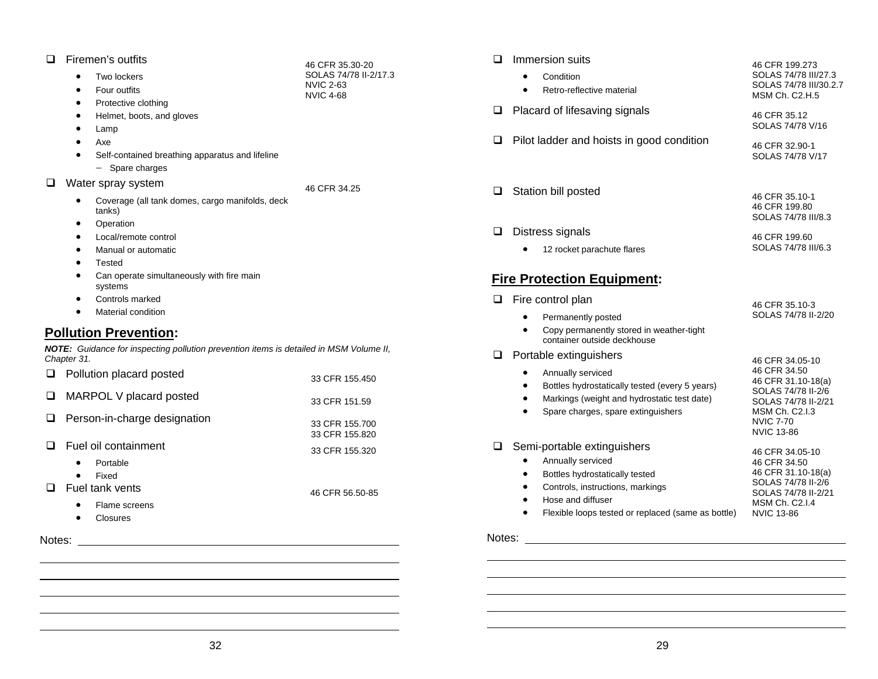- ❑ Firemen's outfits — 46 CFR 35.30-20; SOLAS 74/78 II-2/17.3; NVIC 2-63; NVIC 4-68
  - Two lockers
  - Four outfits
  - Protective clothing
  - Helmet, boots, and gloves
  - Lamp
  - Axe
  - Self-contained breathing apparatus and lifeline
    - Spare charges
- ❑ Water spray system — 46 CFR 34.25
  - Coverage (all tank domes, cargo manifolds, deck tanks)
  - Operation
  - Local/remote control
  - Manual or automatic
  - Tested
  - Can operate simultaneously with fire main systems
  - Controls marked
  - Material condition

## Pollution Prevention:

***NOTE:** Guidance for inspecting pollution prevention items is detailed in MSM Volume II, Chapter 31.*

- ❑ Pollution placard posted — 33 CFR 155.450
- ❑ MARPOL V placard posted — 33 CFR 151.59
- ❑ Person-in-charge designation — 33 CFR 155.700; 33 CFR 155.820
- ❑ Fuel oil containment — 33 CFR 155.320
  - Portable
  - Fixed
- ❑ Fuel tank vents — 46 CFR 56.50-85
  - Flame screens
  - Closures

Notes: ______________________

- ❑ Immersion suits — 46 CFR 199.273; SOLAS 74/78 III/27.3; SOLAS 74/78 III/30.2.7; MSM Ch. C2.H.5
  - Condition
  - Retro-reflective material
- ❑ Placard of lifesaving signals — 46 CFR 35.12; SOLAS 74/78 V/16
- ❑ Pilot ladder and hoists in good condition — 46 CFR 32.90-1; SOLAS 74/78 V/17
- ❑ Station bill posted — 46 CFR 35.10-1; 46 CFR 199.80; SOLAS 74/78 III/8.3
- ❑ Distress signals — 46 CFR 199.60; SOLAS 74/78 III/6.3
  - 12 rocket parachute flares

## Fire Protection Equipment:

- ❑ Fire control plan — 46 CFR 35.10-3; SOLAS 74/78 II-2/20
  - Permanently posted
  - Copy permanently stored in weather-tight container outside deckhouse
- ❑ Portable extinguishers — 46 CFR 34.05-10; 46 CFR 34.50; 46 CFR 31.10-18(a); SOLAS 74/78 II-2/6; SOLAS 74/78 II-2/21; MSM Ch. C2.I.3; NVIC 7-70; NVIC 13-86
  - Annually serviced
  - Bottles hydrostatically tested (every 5 years)
  - Markings (weight and hydrostatic test date)
  - Spare charges, spare extinguishers
- ❑ Semi-portable extinguishers — 46 CFR 34.05-10; 46 CFR 34.50; 46 CFR 31.10-18(a); SOLAS 74/78 II-2/6; SOLAS 74/78 II-2/21; MSM Ch. C2.I.4; NVIC 13-86
  - Annually serviced
  - Bottles hydrostatically tested
  - Controls, instructions, markings
  - Hose and diffuser
  - Flexible loops tested or replaced (same as bottle)

Notes: ______________________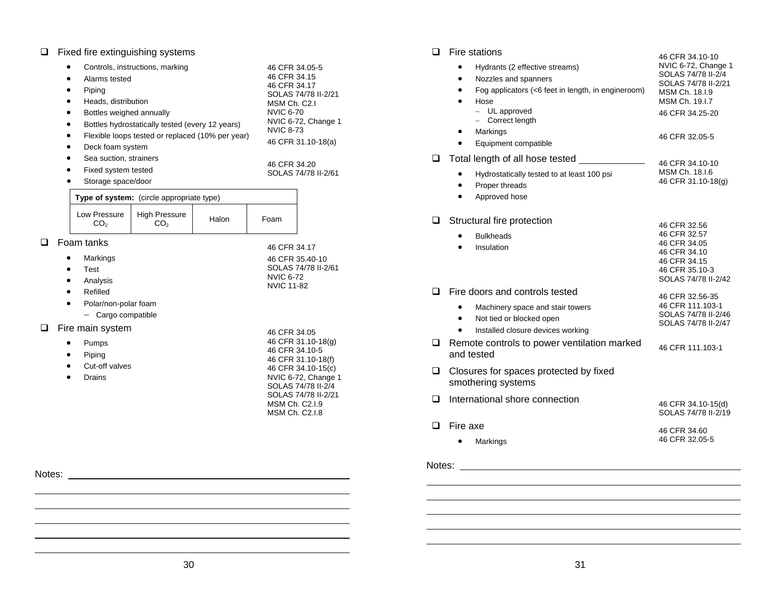- ☐ Fixed fire extinguishing systems
  - Controls, instructions, marking
  - Alarms tested
  - Piping
  - Heads, distribution
  - Bottles weighed annually
  - Bottles hydrostatically tested (every 12 years)
  - Flexible loops tested or replaced (10% per year)
  - Deck foam system
  - Sea suction, strainers
  - Fixed system tested
  - Storage space/door

46 CFR 34.05-5
46 CFR 34.15
46 CFR 34.17
SOLAS 74/78 II-2/21
MSM Ch. C2.I
NVIC 6-70
NVIC 6-72, Change 1
NVIC 8-73
46 CFR 31.10-18(a)

46 CFR 34.20
SOLAS 74/78 II-2/61

| **Type of system:** (circle appropriate type) | | | |
|---|---|---|---|
| Low Pressure $CO_2$ | High Pressure $CO_2$ | Halon | Foam |

- ☐ Foam tanks
  - Markings
  - Test
  - Analysis
  - Refilled
  - Polar/non-polar foam
    - Cargo compatible

46 CFR 34.17
46 CFR 35.40-10
SOLAS 74/78 II-2/61
NVIC 6-72
NVIC 11-82

- ☐ Fire main system
  - Pumps
  - Piping
  - Cut-off valves
  - Drains

46 CFR 34.05
46 CFR 31.10-18(g)
46 CFR 34.10-5
46 CFR 31.10-18(f)
46 CFR 34.10-15(c)
NVIC 6-72, Change 1
SOLAS 74/78 II-2/4
SOLAS 74/78 II-2/21
MSM Ch. C2.I.9
MSM Ch. C2.I.8

Notes: ____________________________________________

- ☐ Fire stations
  - Hydrants (2 effective streams)
  - Nozzles and spanners
  - Fog applicators (<6 feet in length, in engineroom)
  - Hose
    - UL approved
    - Correct length
  - Markings
  - Equipment compatible

46 CFR 34.10-10
NVIC 6-72, Change 1
SOLAS 74/78 II-2/4
SOLAS 74/78 II-2/21
MSM Ch. 18.I.9
MSM Ch. 19.I.7
46 CFR 34.25-20

46 CFR 32.05-5

- ☐ Total length of all hose tested ____________
  - Hydrostatically tested to at least 100 psi
  - Proper threads
  - Approved hose

46 CFR 34.10-10
MSM Ch. 18.I.6
46 CFR 31.10-18(g)

- ☐ Structural fire protection
  - Bulkheads
  - Insulation

46 CFR 32.56
46 CFR 32.57
46 CFR 34.05
46 CFR 34.10
46 CFR 34.15
46 CFR 35.10-3
SOLAS 74/78 II-2/42

- ☐ Fire doors and controls tested
  - Machinery space and stair towers
  - Not tied or blocked open
  - Installed closure devices working

46 CFR 32.56-35
46 CFR 111.103-1
SOLAS 74/78 II-2/46
SOLAS 74/78 II-2/47

- ☐ Remote controls to power ventilation marked and tested

46 CFR 111.103-1

- ☐ Closures for spaces protected by fixed smothering systems

- ☐ International shore connection

46 CFR 34.10-15(d)
SOLAS 74/78 II-2/19

- ☐ Fire axe
  - Markings

46 CFR 34.60
46 CFR 32.05-5

Notes: ____________________________________________